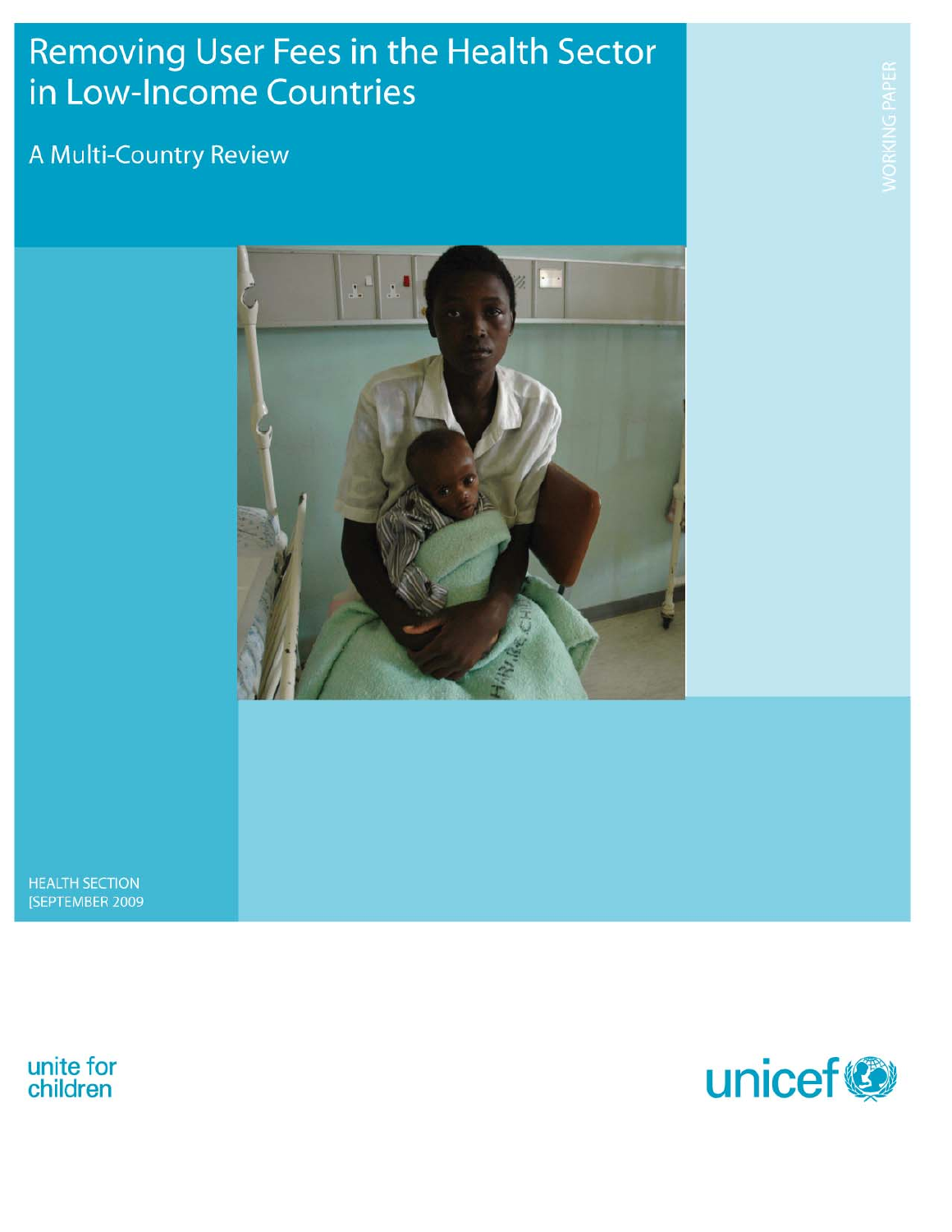# Removing User Fees in the Health Sector in Low-Income Countries

## A Multi-Country Review

WORKING PAPER

HEALTH SECTION
[SEPTEMBER 2009

unite for children

unicef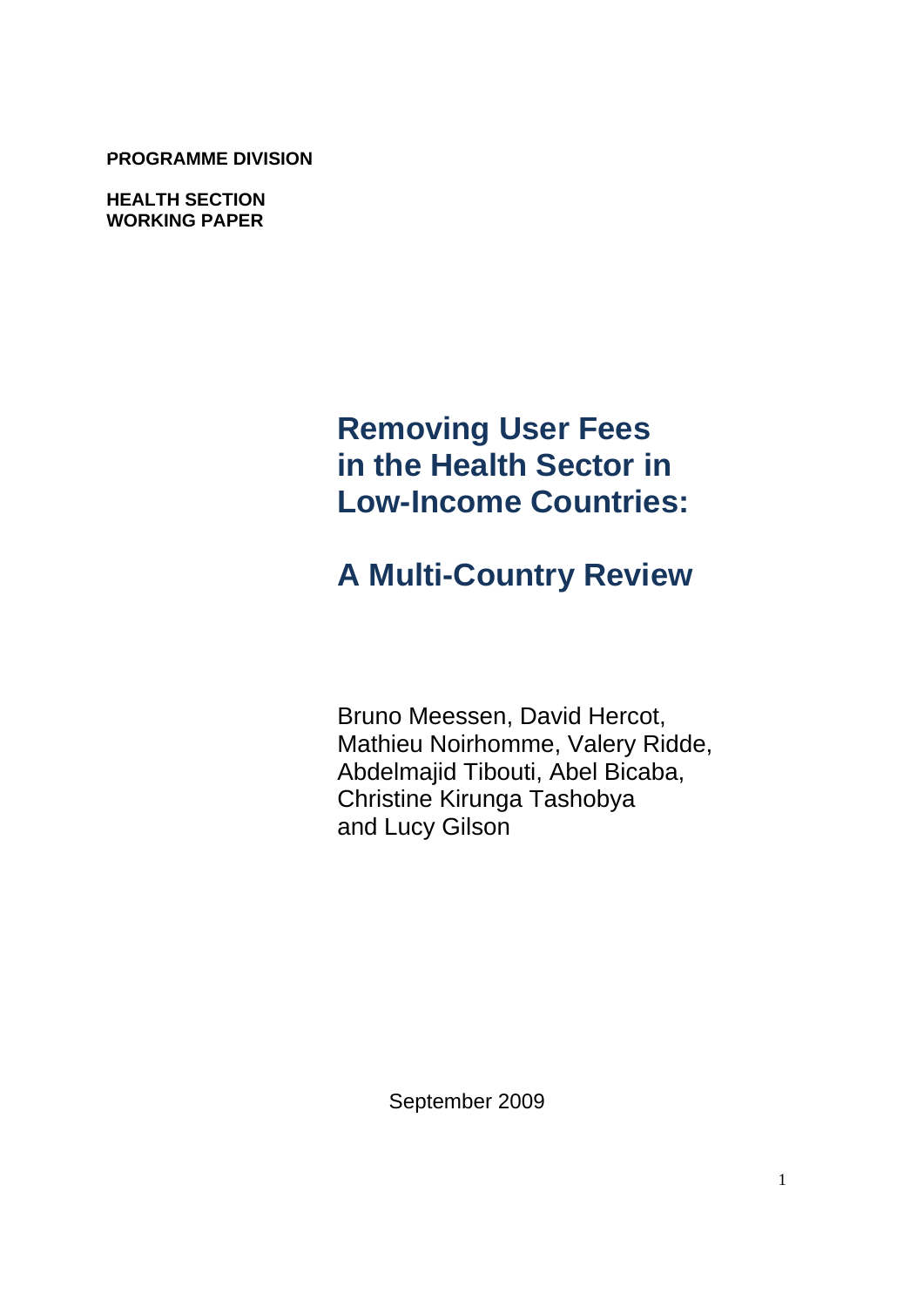**PROGRAMME DIVISION**

**HEALTH SECTION**
**WORKING PAPER**

# Removing User Fees in the Health Sector in Low-Income Countries:

# A Multi-Country Review

Bruno Meessen, David Hercot, Mathieu Noirhomme, Valery Ridde, Abdelmajid Tibouti, Abel Bicaba, Christine Kirunga Tashobya and Lucy Gilson

September 2009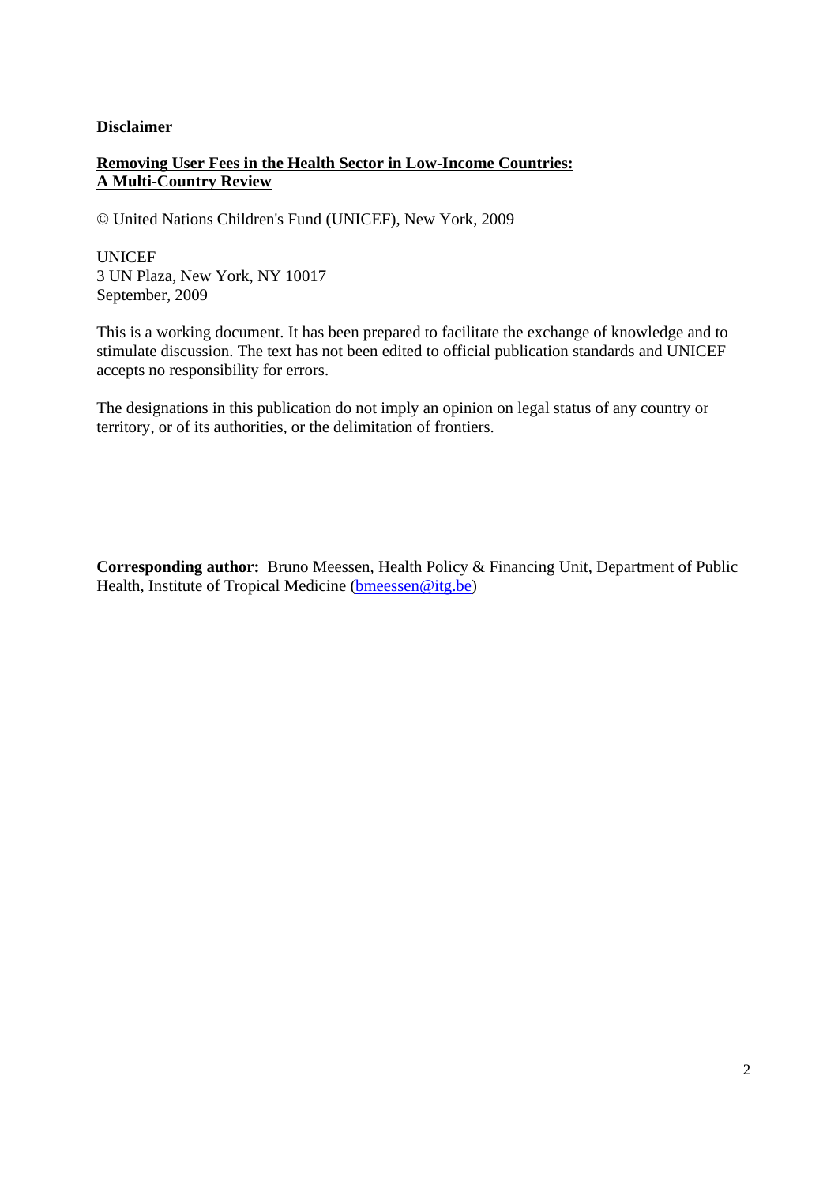**Disclaimer**

**Removing User Fees in the Health Sector in Low-Income Countries: A Multi-Country Review**

© United Nations Children's Fund (UNICEF), New York, 2009

UNICEF
3 UN Plaza, New York, NY 10017
September, 2009

This is a working document. It has been prepared to facilitate the exchange of knowledge and to stimulate discussion. The text has not been edited to official publication standards and UNICEF accepts no responsibility for errors.

The designations in this publication do not imply an opinion on legal status of any country or territory, or of its authorities, or the delimitation of frontiers.

**Corresponding author:** Bruno Meessen, Health Policy & Financing Unit, Department of Public Health, Institute of Tropical Medicine (bmeessen@itg.be)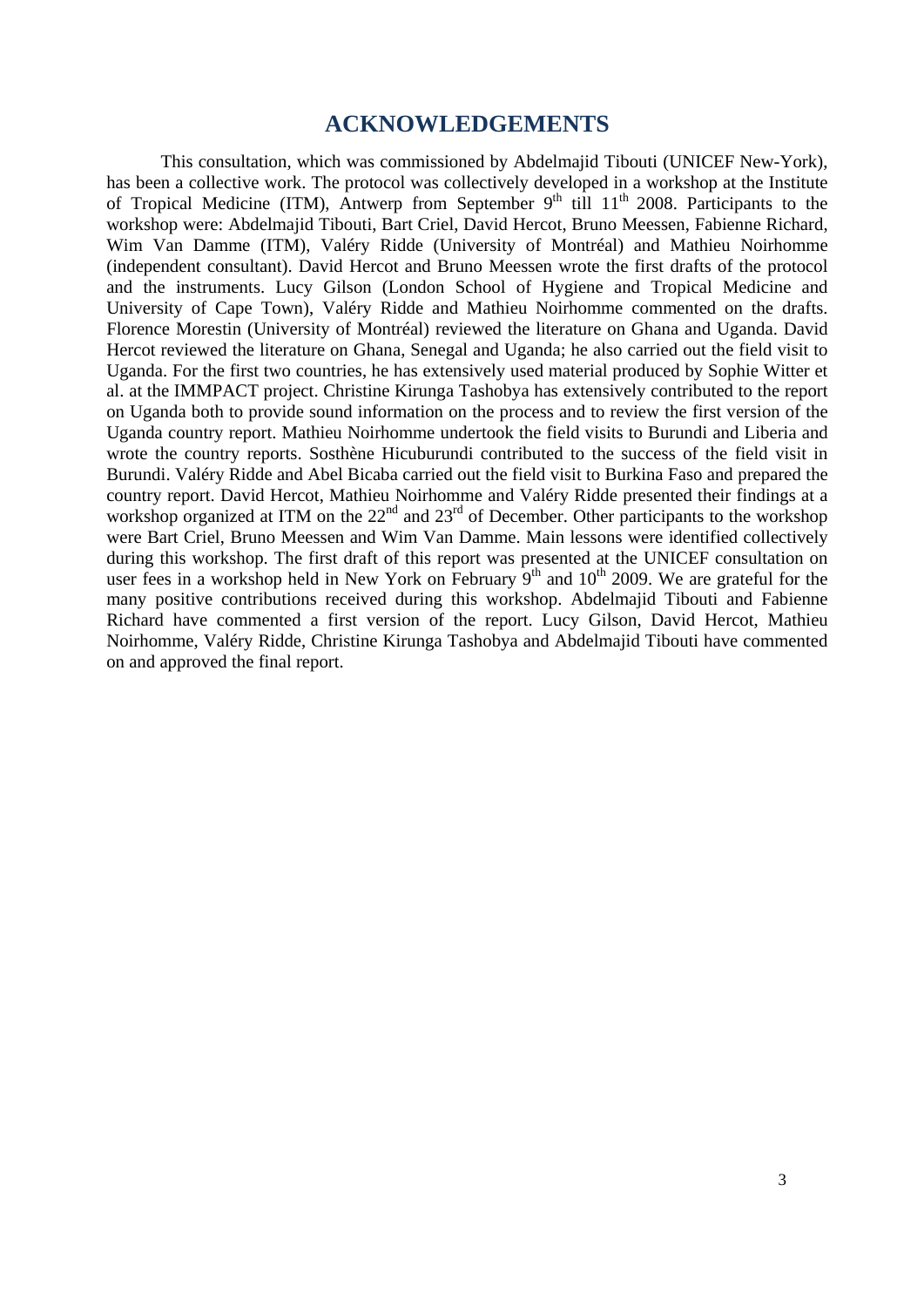# ACKNOWLEDGEMENTS

This consultation, which was commissioned by Abdelmajid Tibouti (UNICEF New-York), has been a collective work. The protocol was collectively developed in a workshop at the Institute of Tropical Medicine (ITM), Antwerp from September 9th till 11th 2008. Participants to the workshop were: Abdelmajid Tibouti, Bart Criel, David Hercot, Bruno Meessen, Fabienne Richard, Wim Van Damme (ITM), Valéry Ridde (University of Montréal) and Mathieu Noirhomme (independent consultant). David Hercot and Bruno Meessen wrote the first drafts of the protocol and the instruments. Lucy Gilson (London School of Hygiene and Tropical Medicine and University of Cape Town), Valéry Ridde and Mathieu Noirhomme commented on the drafts. Florence Morestin (University of Montréal) reviewed the literature on Ghana and Uganda. David Hercot reviewed the literature on Ghana, Senegal and Uganda; he also carried out the field visit to Uganda. For the first two countries, he has extensively used material produced by Sophie Witter et al. at the IMMPACT project. Christine Kirunga Tashobya has extensively contributed to the report on Uganda both to provide sound information on the process and to review the first version of the Uganda country report. Mathieu Noirhomme undertook the field visits to Burundi and Liberia and wrote the country reports. Sosthène Hicuburundi contributed to the success of the field visit in Burundi. Valéry Ridde and Abel Bicaba carried out the field visit to Burkina Faso and prepared the country report. David Hercot, Mathieu Noirhomme and Valéry Ridde presented their findings at a workshop organized at ITM on the 22nd and 23rd of December. Other participants to the workshop were Bart Criel, Bruno Meessen and Wim Van Damme. Main lessons were identified collectively during this workshop. The first draft of this report was presented at the UNICEF consultation on user fees in a workshop held in New York on February 9th and 10th 2009. We are grateful for the many positive contributions received during this workshop. Abdelmajid Tibouti and Fabienne Richard have commented a first version of the report. Lucy Gilson, David Hercot, Mathieu Noirhomme, Valéry Ridde, Christine Kirunga Tashobya and Abdelmajid Tibouti have commented on and approved the final report.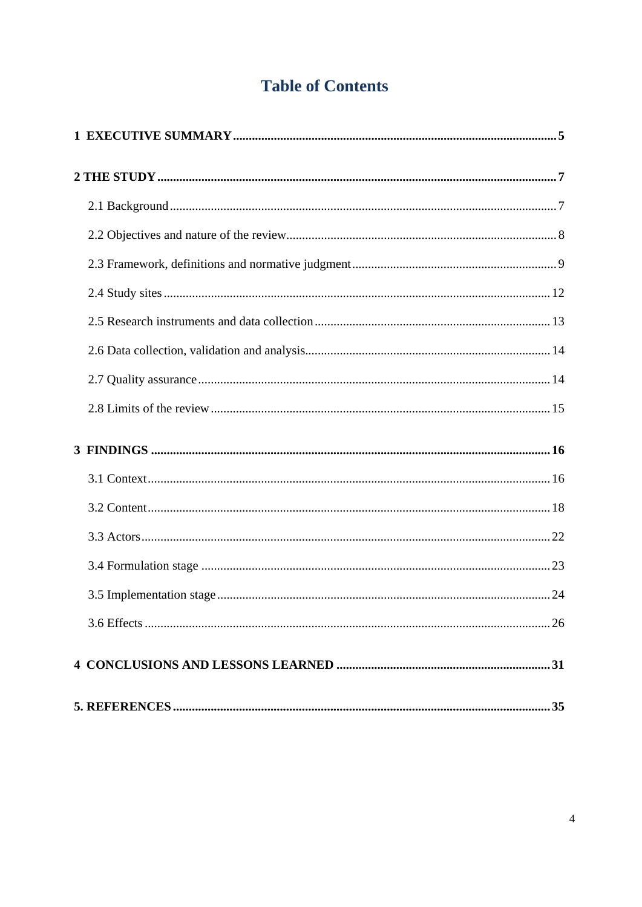# Table of Contents

**1 EXECUTIVE SUMMARY** ..... **5**

**2 THE STUDY** ..... **7**

- 2.1 Background ..... 7
- 2.2 Objectives and nature of the review ..... 8
- 2.3 Framework, definitions and normative judgment ..... 9
- 2.4 Study sites ..... 12
- 2.5 Research instruments and data collection ..... 13
- 2.6 Data collection, validation and analysis ..... 14
- 2.7 Quality assurance ..... 14
- 2.8 Limits of the review ..... 15

**3 FINDINGS** ..... **16**

- 3.1 Context ..... 16
- 3.2 Content ..... 18
- 3.3 Actors ..... 22
- 3.4 Formulation stage ..... 23
- 3.5 Implementation stage ..... 24
- 3.6 Effects ..... 26

**4 CONCLUSIONS AND LESSONS LEARNED** ..... **31**

**5. REFERENCES** ..... **35**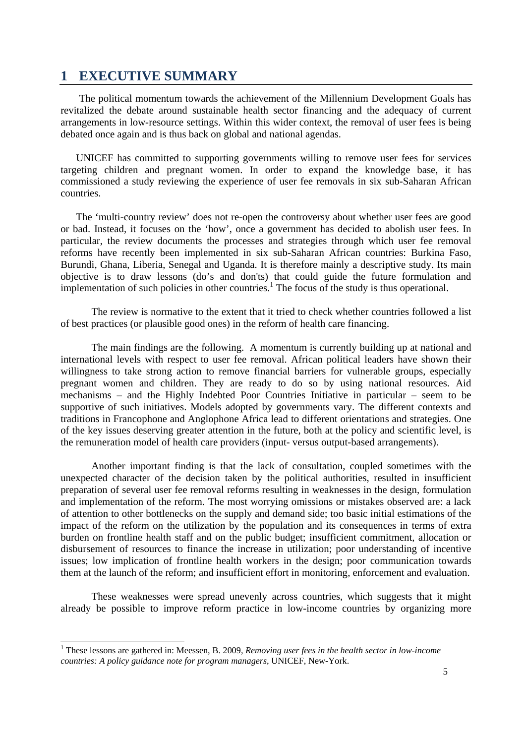# 1 EXECUTIVE SUMMARY

The political momentum towards the achievement of the Millennium Development Goals has revitalized the debate around sustainable health sector financing and the adequacy of current arrangements in low-resource settings. Within this wider context, the removal of user fees is being debated once again and is thus back on global and national agendas.

UNICEF has committed to supporting governments willing to remove user fees for services targeting children and pregnant women. In order to expand the knowledge base, it has commissioned a study reviewing the experience of user fee removals in six sub-Saharan African countries.

The 'multi-country review' does not re-open the controversy about whether user fees are good or bad. Instead, it focuses on the 'how', once a government has decided to abolish user fees. In particular, the review documents the processes and strategies through which user fee removal reforms have recently been implemented in six sub-Saharan African countries: Burkina Faso, Burundi, Ghana, Liberia, Senegal and Uganda. It is therefore mainly a descriptive study. Its main objective is to draw lessons (do's and don'ts) that could guide the future formulation and implementation of such policies in other countries.[1] The focus of the study is thus operational.

The review is normative to the extent that it tried to check whether countries followed a list of best practices (or plausible good ones) in the reform of health care financing.

The main findings are the following. A momentum is currently building up at national and international levels with respect to user fee removal. African political leaders have shown their willingness to take strong action to remove financial barriers for vulnerable groups, especially pregnant women and children. They are ready to do so by using national resources. Aid mechanisms – and the Highly Indebted Poor Countries Initiative in particular – seem to be supportive of such initiatives. Models adopted by governments vary. The different contexts and traditions in Francophone and Anglophone Africa lead to different orientations and strategies. One of the key issues deserving greater attention in the future, both at the policy and scientific level, is the remuneration model of health care providers (input- versus output-based arrangements).

Another important finding is that the lack of consultation, coupled sometimes with the unexpected character of the decision taken by the political authorities, resulted in insufficient preparation of several user fee removal reforms resulting in weaknesses in the design, formulation and implementation of the reform. The most worrying omissions or mistakes observed are: a lack of attention to other bottlenecks on the supply and demand side; too basic initial estimations of the impact of the reform on the utilization by the population and its consequences in terms of extra burden on frontline health staff and on the public budget; insufficient commitment, allocation or disbursement of resources to finance the increase in utilization; poor understanding of incentive issues; low implication of frontline health workers in the design; poor communication towards them at the launch of the reform; and insufficient effort in monitoring, enforcement and evaluation.

These weaknesses were spread unevenly across countries, which suggests that it might already be possible to improve reform practice in low-income countries by organizing more

[1] These lessons are gathered in: Meessen, B. 2009, *Removing user fees in the health sector in low-income countries: A policy guidance note for program managers*, UNICEF, New-York.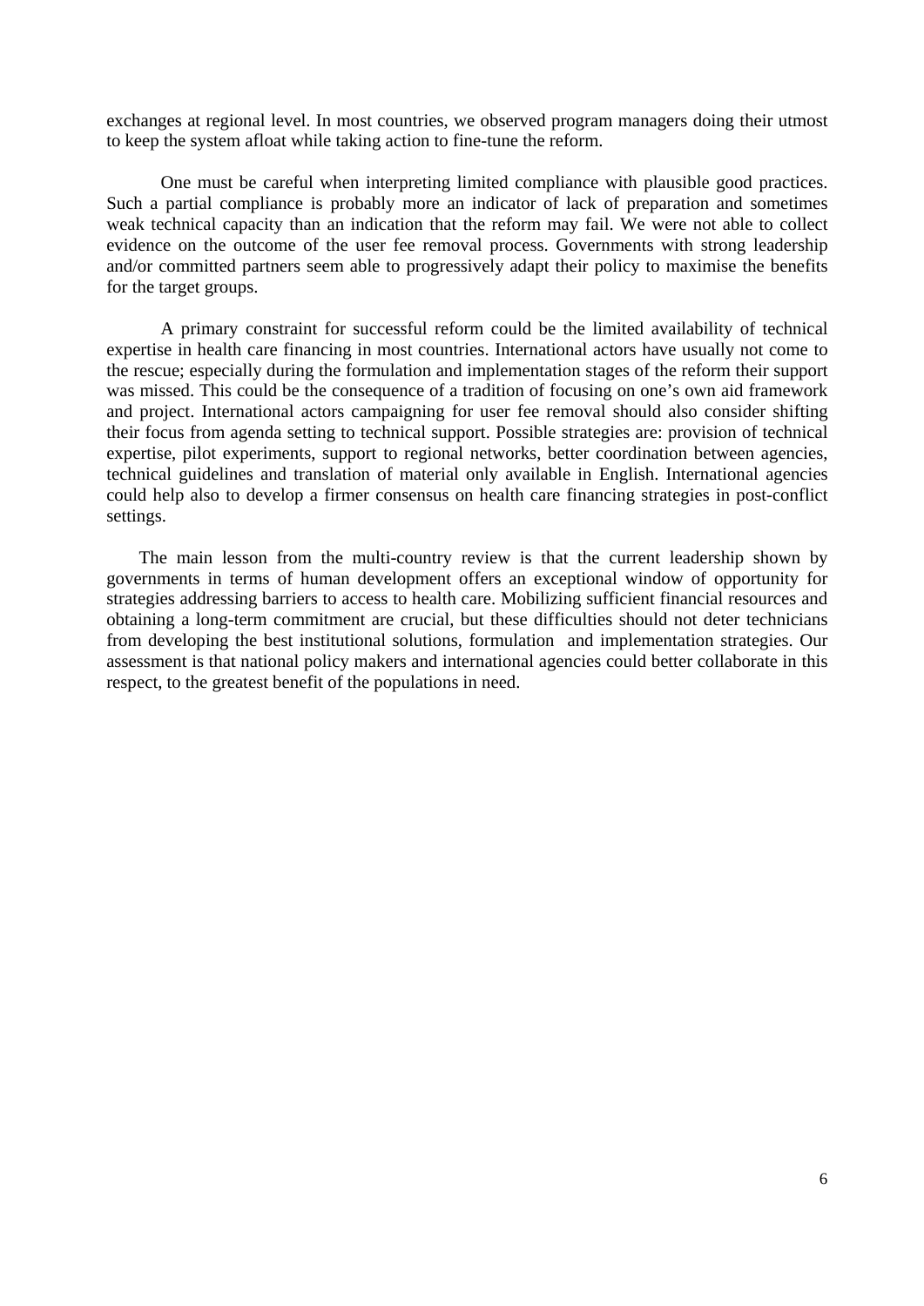exchanges at regional level. In most countries, we observed program managers doing their utmost to keep the system afloat while taking action to fine-tune the reform.

One must be careful when interpreting limited compliance with plausible good practices. Such a partial compliance is probably more an indicator of lack of preparation and sometimes weak technical capacity than an indication that the reform may fail. We were not able to collect evidence on the outcome of the user fee removal process. Governments with strong leadership and/or committed partners seem able to progressively adapt their policy to maximise the benefits for the target groups.

A primary constraint for successful reform could be the limited availability of technical expertise in health care financing in most countries. International actors have usually not come to the rescue; especially during the formulation and implementation stages of the reform their support was missed. This could be the consequence of a tradition of focusing on one's own aid framework and project. International actors campaigning for user fee removal should also consider shifting their focus from agenda setting to technical support. Possible strategies are: provision of technical expertise, pilot experiments, support to regional networks, better coordination between agencies, technical guidelines and translation of material only available in English. International agencies could help also to develop a firmer consensus on health care financing strategies in post-conflict settings.

The main lesson from the multi-country review is that the current leadership shown by governments in terms of human development offers an exceptional window of opportunity for strategies addressing barriers to access to health care. Mobilizing sufficient financial resources and obtaining a long-term commitment are crucial, but these difficulties should not deter technicians from developing the best institutional solutions, formulation and implementation strategies. Our assessment is that national policy makers and international agencies could better collaborate in this respect, to the greatest benefit of the populations in need.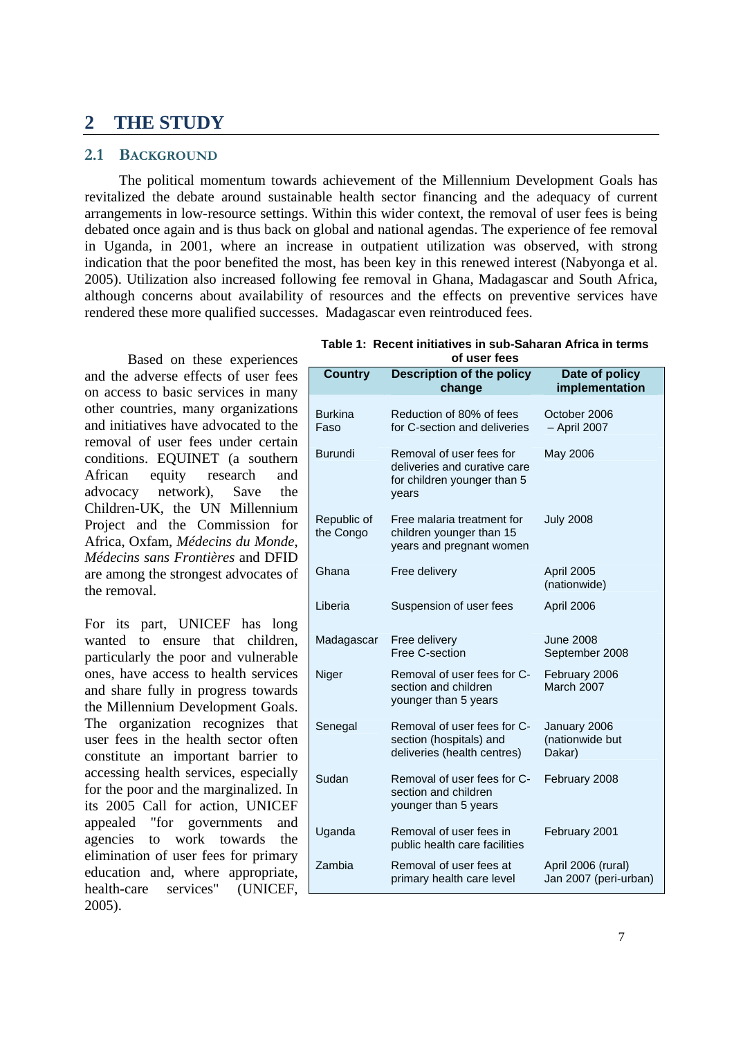# 2 THE STUDY

## 2.1 BACKGROUND

The political momentum towards achievement of the Millennium Development Goals has revitalized the debate around sustainable health sector financing and the adequacy of current arrangements in low-resource settings. Within this wider context, the removal of user fees is being debated once again and is thus back on global and national agendas. The experience of fee removal in Uganda, in 2001, where an increase in outpatient utilization was observed, with strong indication that the poor benefited the most, has been key in this renewed interest (Nabyonga et al. 2005). Utilization also increased following fee removal in Ghana, Madagascar and South Africa, although concerns about availability of resources and the effects on preventive services have rendered these more qualified successes. Madagascar even reintroduced fees.

Based on these experiences and the adverse effects of user fees on access to basic services in many other countries, many organizations and initiatives have advocated to the removal of user fees under certain conditions. EQUINET (a southern African equity research and advocacy network), Save the Children-UK, the UN Millennium Project and the Commission for Africa, Oxfam, *Médecins du Monde*, *Médecins sans Frontières* and DFID are among the strongest advocates of the removal.

For its part, UNICEF has long wanted to ensure that children, particularly the poor and vulnerable ones, have access to health services and share fully in progress towards the Millennium Development Goals. The organization recognizes that user fees in the health sector often constitute an important barrier to accessing health services, especially for the poor and the marginalized. In its 2005 Call for action, UNICEF appealed "for governments and agencies to work towards the elimination of user fees for primary education and, where appropriate, health-care services" (UNICEF, 2005).

**Table 1: Recent initiatives in sub-Saharan Africa in terms of user fees**

| Country | Description of the policy change | Date of policy implementation |
|---|---|---|
| Burkina Faso | Reduction of 80% of fees for C-section and deliveries | October 2006 – April 2007 |
| Burundi | Removal of user fees for deliveries and curative care for children younger than 5 years | May 2006 |
| Republic of the Congo | Free malaria treatment for children younger than 15 years and pregnant women | July 2008 |
| Ghana | Free delivery | April 2005 (nationwide) |
| Liberia | Suspension of user fees | April 2006 |
| Madagascar | Free delivery<br>Free C-section | June 2008<br>September 2008 |
| Niger | Removal of user fees for C-section and children younger than 5 years | February 2006<br>March 2007 |
| Senegal | Removal of user fees for C-section (hospitals) and deliveries (health centres) | January 2006 (nationwide but Dakar) |
| Sudan | Removal of user fees for C-section and children younger than 5 years | February 2008 |
| Uganda | Removal of user fees in public health care facilities | February 2001 |
| Zambia | Removal of user fees at primary health care level | April 2006 (rural)<br>Jan 2007 (peri-urban) |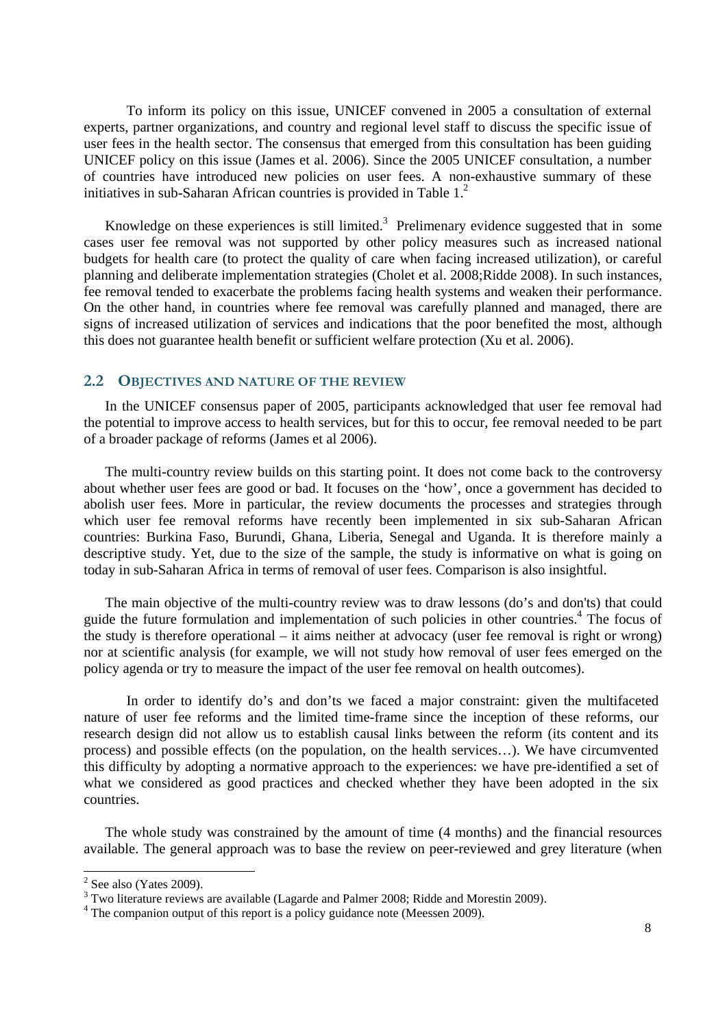To inform its policy on this issue, UNICEF convened in 2005 a consultation of external experts, partner organizations, and country and regional level staff to discuss the specific issue of user fees in the health sector. The consensus that emerged from this consultation has been guiding UNICEF policy on this issue (James et al. 2006). Since the 2005 UNICEF consultation, a number of countries have introduced new policies on user fees. A non-exhaustive summary of these initiatives in sub-Saharan African countries is provided in Table 1.[2]

Knowledge on these experiences is still limited.[3] Prelimenary evidence suggested that in some cases user fee removal was not supported by other policy measures such as increased national budgets for health care (to protect the quality of care when facing increased utilization), or careful planning and deliberate implementation strategies (Cholet et al. 2008;Ridde 2008). In such instances, fee removal tended to exacerbate the problems facing health systems and weaken their performance. On the other hand, in countries where fee removal was carefully planned and managed, there are signs of increased utilization of services and indications that the poor benefited the most, although this does not guarantee health benefit or sufficient welfare protection (Xu et al. 2006).

## 2.2 Objectives and nature of the review

In the UNICEF consensus paper of 2005, participants acknowledged that user fee removal had the potential to improve access to health services, but for this to occur, fee removal needed to be part of a broader package of reforms (James et al 2006).

The multi-country review builds on this starting point. It does not come back to the controversy about whether user fees are good or bad. It focuses on the 'how', once a government has decided to abolish user fees. More in particular, the review documents the processes and strategies through which user fee removal reforms have recently been implemented in six sub-Saharan African countries: Burkina Faso, Burundi, Ghana, Liberia, Senegal and Uganda. It is therefore mainly a descriptive study. Yet, due to the size of the sample, the study is informative on what is going on today in sub-Saharan Africa in terms of removal of user fees. Comparison is also insightful.

The main objective of the multi-country review was to draw lessons (do's and don'ts) that could guide the future formulation and implementation of such policies in other countries.[4] The focus of the study is therefore operational – it aims neither at advocacy (user fee removal is right or wrong) nor at scientific analysis (for example, we will not study how removal of user fees emerged on the policy agenda or try to measure the impact of the user fee removal on health outcomes).

In order to identify do's and don'ts we faced a major constraint: given the multifaceted nature of user fee reforms and the limited time-frame since the inception of these reforms, our research design did not allow us to establish causal links between the reform (its content and its process) and possible effects (on the population, on the health services…). We have circumvented this difficulty by adopting a normative approach to the experiences: we have pre-identified a set of what we considered as good practices and checked whether they have been adopted in the six countries.

The whole study was constrained by the amount of time (4 months) and the financial resources available. The general approach was to base the review on peer-reviewed and grey literature (when

---

[2] See also (Yates 2009).

[3] Two literature reviews are available (Lagarde and Palmer 2008; Ridde and Morestin 2009).

[4] The companion output of this report is a policy guidance note (Meessen 2009).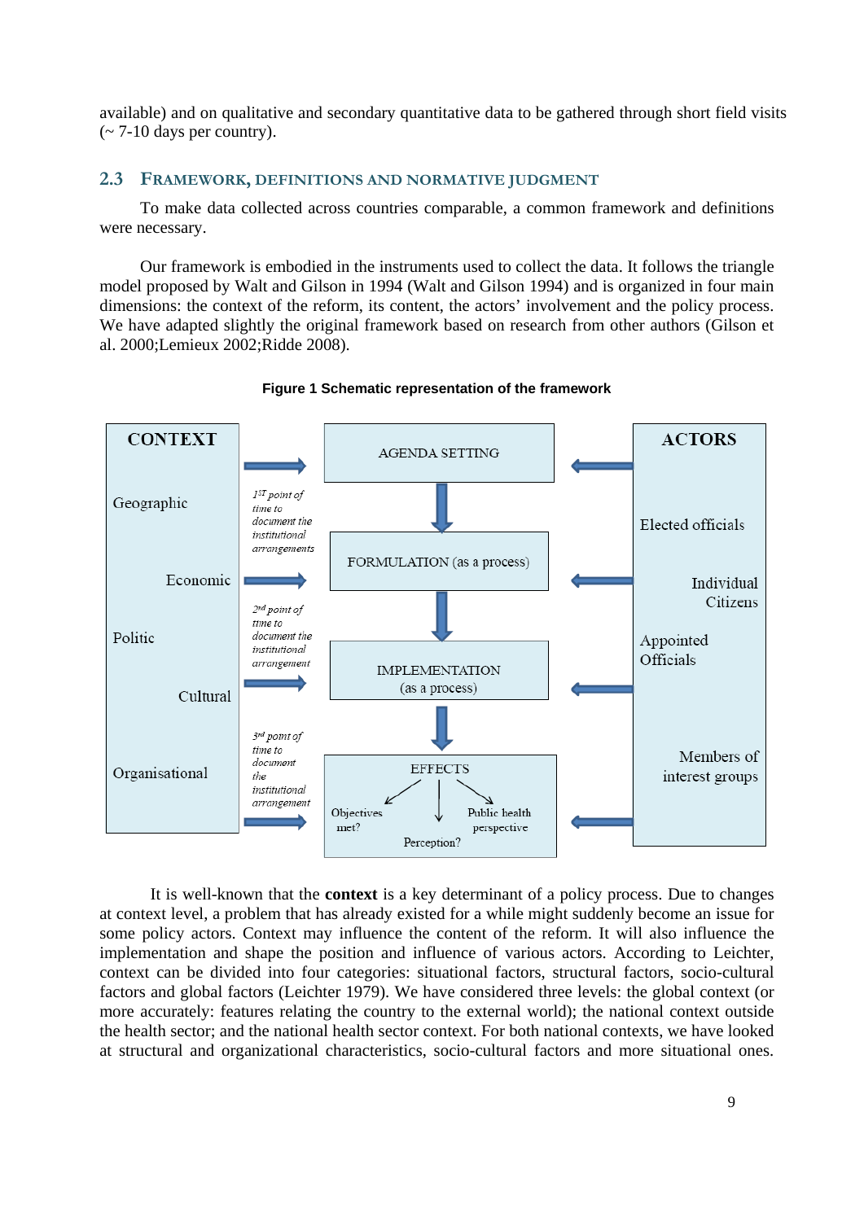available) and on qualitative and secondary quantitative data to be gathered through short field visits (~ 7-10 days per country).

## 2.3 Framework, definitions and normative judgment

To make data collected across countries comparable, a common framework and definitions were necessary.

Our framework is embodied in the instruments used to collect the data. It follows the triangle model proposed by Walt and Gilson in 1994 (Walt and Gilson 1994) and is organized in four main dimensions: the context of the reform, its content, the actors' involvement and the policy process. We have adapted slightly the original framework based on research from other authors (Gilson et al. 2000;Lemieux 2002;Ridde 2008).

**Figure 1 Schematic representation of the framework**

CONTEXT: Geographic, Economic, Politic, Cultural, Organisational

1ST point of time to document the institutional arrangements

2nd point of time to document the institutional arrangement

3rd point of time to document the institutional arrangement

AGENDA SETTING → FORMULATION (as a process) → IMPLEMENTATION (as a process) → EFFECTS (Objectives met? Perception? Public health perspective)

ACTORS: Elected officials, Individual Citizens, Appointed Officials, Members of interest groups

It is well-known that the **context** is a key determinant of a policy process. Due to changes at context level, a problem that has already existed for a while might suddenly become an issue for some policy actors. Context may influence the content of the reform. It will also influence the implementation and shape the position and influence of various actors. According to Leichter, context can be divided into four categories: situational factors, structural factors, socio-cultural factors and global factors (Leichter 1979). We have considered three levels: the global context (or more accurately: features relating the country to the external world); the national context outside the health sector; and the national health sector context. For both national contexts, we have looked at structural and organizational characteristics, socio-cultural factors and more situational ones.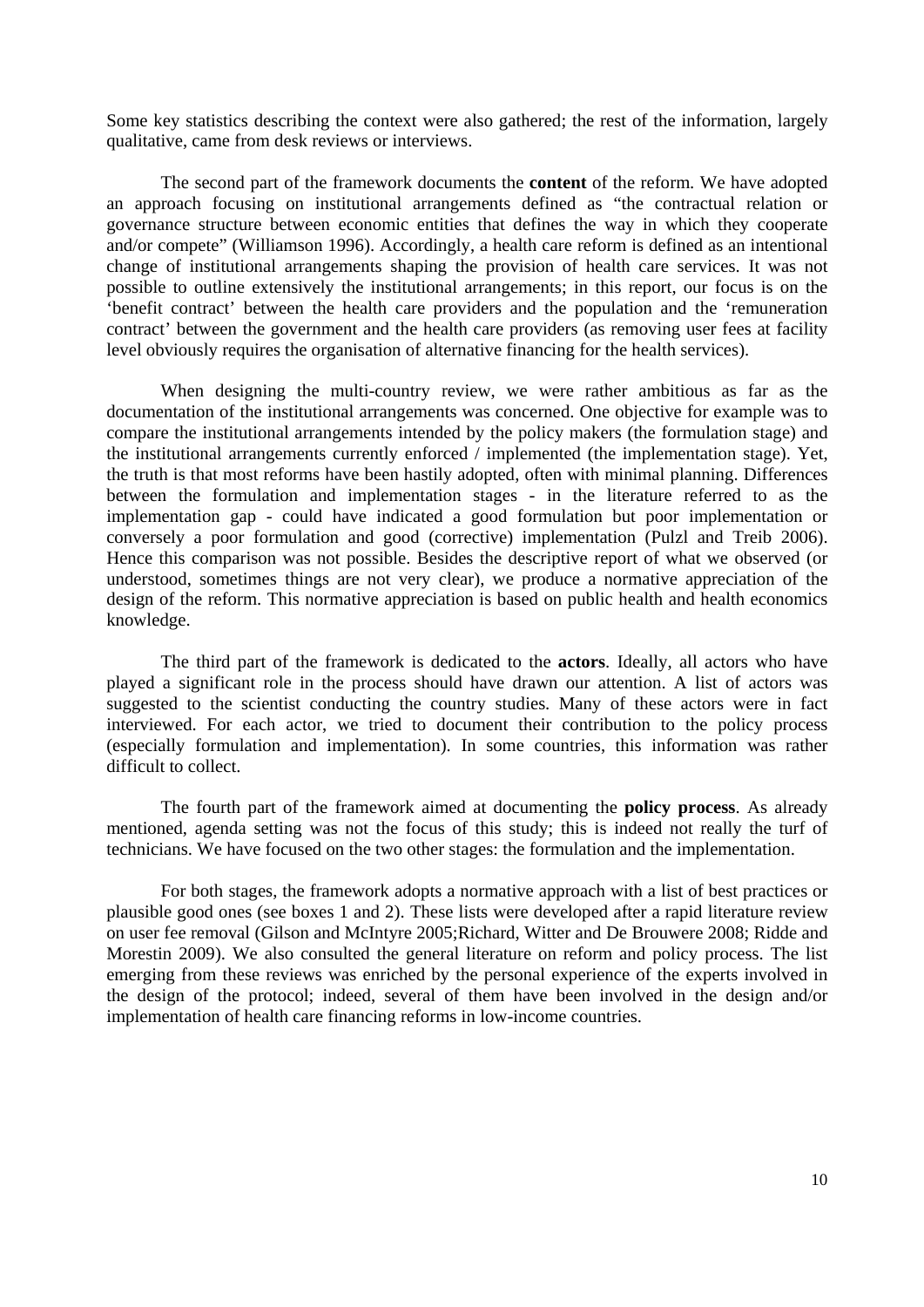Some key statistics describing the context were also gathered; the rest of the information, largely qualitative, came from desk reviews or interviews.

The second part of the framework documents the **content** of the reform. We have adopted an approach focusing on institutional arrangements defined as "the contractual relation or governance structure between economic entities that defines the way in which they cooperate and/or compete" (Williamson 1996). Accordingly, a health care reform is defined as an intentional change of institutional arrangements shaping the provision of health care services. It was not possible to outline extensively the institutional arrangements; in this report, our focus is on the 'benefit contract' between the health care providers and the population and the 'remuneration contract' between the government and the health care providers (as removing user fees at facility level obviously requires the organisation of alternative financing for the health services).

When designing the multi-country review, we were rather ambitious as far as the documentation of the institutional arrangements was concerned. One objective for example was to compare the institutional arrangements intended by the policy makers (the formulation stage) and the institutional arrangements currently enforced / implemented (the implementation stage). Yet, the truth is that most reforms have been hastily adopted, often with minimal planning. Differences between the formulation and implementation stages - in the literature referred to as the implementation gap - could have indicated a good formulation but poor implementation or conversely a poor formulation and good (corrective) implementation (Pulzl and Treib 2006). Hence this comparison was not possible. Besides the descriptive report of what we observed (or understood, sometimes things are not very clear), we produce a normative appreciation of the design of the reform. This normative appreciation is based on public health and health economics knowledge.

The third part of the framework is dedicated to the **actors**. Ideally, all actors who have played a significant role in the process should have drawn our attention. A list of actors was suggested to the scientist conducting the country studies. Many of these actors were in fact interviewed. For each actor, we tried to document their contribution to the policy process (especially formulation and implementation). In some countries, this information was rather difficult to collect.

The fourth part of the framework aimed at documenting the **policy process**. As already mentioned, agenda setting was not the focus of this study; this is indeed not really the turf of technicians. We have focused on the two other stages: the formulation and the implementation.

For both stages, the framework adopts a normative approach with a list of best practices or plausible good ones (see boxes 1 and 2). These lists were developed after a rapid literature review on user fee removal (Gilson and McIntyre 2005;Richard, Witter and De Brouwere 2008; Ridde and Morestin 2009). We also consulted the general literature on reform and policy process. The list emerging from these reviews was enriched by the personal experience of the experts involved in the design of the protocol; indeed, several of them have been involved in the design and/or implementation of health care financing reforms in low-income countries.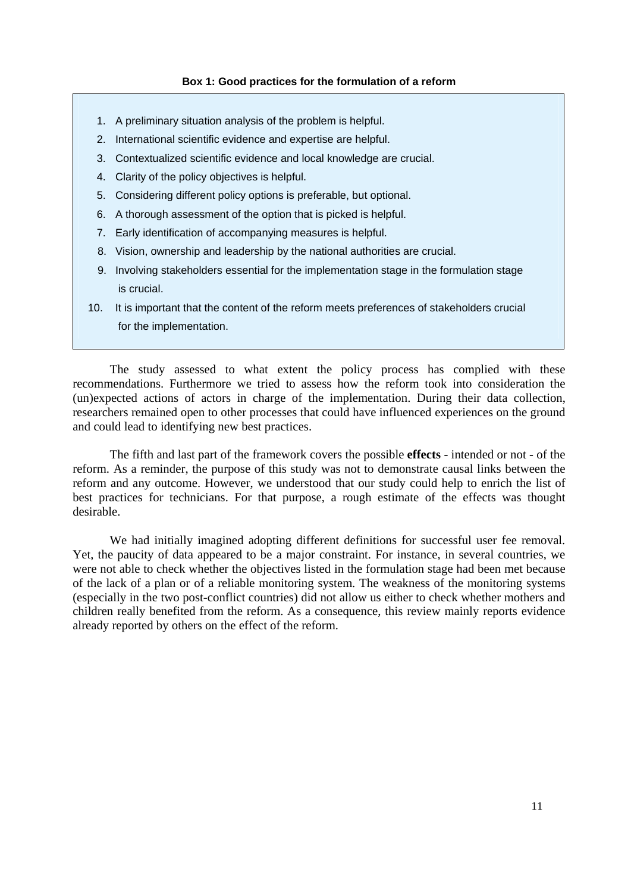**Box 1: Good practices for the formulation of a reform**

1. A preliminary situation analysis of the problem is helpful.
2. International scientific evidence and expertise are helpful.
3. Contextualized scientific evidence and local knowledge are crucial.
4. Clarity of the policy objectives is helpful.
5. Considering different policy options is preferable, but optional.
6. A thorough assessment of the option that is picked is helpful.
7. Early identification of accompanying measures is helpful.
8. Vision, ownership and leadership by the national authorities are crucial.
9. Involving stakeholders essential for the implementation stage in the formulation stage is crucial.
10. It is important that the content of the reform meets preferences of stakeholders crucial for the implementation.

The study assessed to what extent the policy process has complied with these recommendations. Furthermore we tried to assess how the reform took into consideration the (un)expected actions of actors in charge of the implementation. During their data collection, researchers remained open to other processes that could have influenced experiences on the ground and could lead to identifying new best practices.

The fifth and last part of the framework covers the possible **effects** - intended or not - of the reform. As a reminder, the purpose of this study was not to demonstrate causal links between the reform and any outcome. However, we understood that our study could help to enrich the list of best practices for technicians. For that purpose, a rough estimate of the effects was thought desirable.

We had initially imagined adopting different definitions for successful user fee removal. Yet, the paucity of data appeared to be a major constraint. For instance, in several countries, we were not able to check whether the objectives listed in the formulation stage had been met because of the lack of a plan or of a reliable monitoring system. The weakness of the monitoring systems (especially in the two post-conflict countries) did not allow us either to check whether mothers and children really benefited from the reform. As a consequence, this review mainly reports evidence already reported by others on the effect of the reform.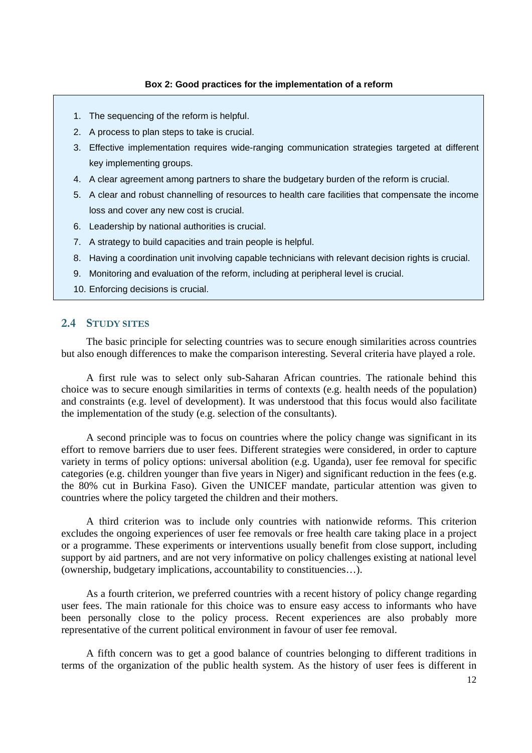**Box 2: Good practices for the implementation of a reform**

1. The sequencing of the reform is helpful.
2. A process to plan steps to take is crucial.
3. Effective implementation requires wide-ranging communication strategies targeted at different key implementing groups.
4. A clear agreement among partners to share the budgetary burden of the reform is crucial.
5. A clear and robust channelling of resources to health care facilities that compensate the income loss and cover any new cost is crucial.
6. Leadership by national authorities is crucial.
7. A strategy to build capacities and train people is helpful.
8. Having a coordination unit involving capable technicians with relevant decision rights is crucial.
9. Monitoring and evaluation of the reform, including at peripheral level is crucial.
10. Enforcing decisions is crucial.

## 2.4 Study sites

The basic principle for selecting countries was to secure enough similarities across countries but also enough differences to make the comparison interesting. Several criteria have played a role.

A first rule was to select only sub-Saharan African countries. The rationale behind this choice was to secure enough similarities in terms of contexts (e.g. health needs of the population) and constraints (e.g. level of development). It was understood that this focus would also facilitate the implementation of the study (e.g. selection of the consultants).

A second principle was to focus on countries where the policy change was significant in its effort to remove barriers due to user fees. Different strategies were considered, in order to capture variety in terms of policy options: universal abolition (e.g. Uganda), user fee removal for specific categories (e.g. children younger than five years in Niger) and significant reduction in the fees (e.g. the 80% cut in Burkina Faso). Given the UNICEF mandate, particular attention was given to countries where the policy targeted the children and their mothers.

A third criterion was to include only countries with nationwide reforms. This criterion excludes the ongoing experiences of user fee removals or free health care taking place in a project or a programme. These experiments or interventions usually benefit from close support, including support by aid partners, and are not very informative on policy challenges existing at national level (ownership, budgetary implications, accountability to constituencies…).

As a fourth criterion, we preferred countries with a recent history of policy change regarding user fees. The main rationale for this choice was to ensure easy access to informants who have been personally close to the policy process. Recent experiences are also probably more representative of the current political environment in favour of user fee removal.

A fifth concern was to get a good balance of countries belonging to different traditions in terms of the organization of the public health system. As the history of user fees is different in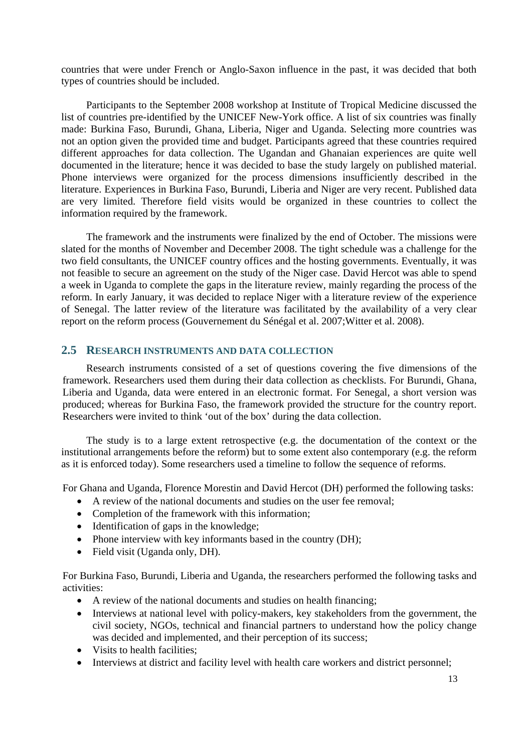countries that were under French or Anglo-Saxon influence in the past, it was decided that both types of countries should be included.

Participants to the September 2008 workshop at Institute of Tropical Medicine discussed the list of countries pre-identified by the UNICEF New-York office. A list of six countries was finally made: Burkina Faso, Burundi, Ghana, Liberia, Niger and Uganda. Selecting more countries was not an option given the provided time and budget. Participants agreed that these countries required different approaches for data collection. The Ugandan and Ghanaian experiences are quite well documented in the literature; hence it was decided to base the study largely on published material. Phone interviews were organized for the process dimensions insufficiently described in the literature. Experiences in Burkina Faso, Burundi, Liberia and Niger are very recent. Published data are very limited. Therefore field visits would be organized in these countries to collect the information required by the framework.

The framework and the instruments were finalized by the end of October. The missions were slated for the months of November and December 2008. The tight schedule was a challenge for the two field consultants, the UNICEF country offices and the hosting governments. Eventually, it was not feasible to secure an agreement on the study of the Niger case. David Hercot was able to spend a week in Uganda to complete the gaps in the literature review, mainly regarding the process of the reform. In early January, it was decided to replace Niger with a literature review of the experience of Senegal. The latter review of the literature was facilitated by the availability of a very clear report on the reform process (Gouvernement du Sénégal et al. 2007;Witter et al. 2008).

## 2.5 Research instruments and data collection

Research instruments consisted of a set of questions covering the five dimensions of the framework. Researchers used them during their data collection as checklists. For Burundi, Ghana, Liberia and Uganda, data were entered in an electronic format. For Senegal, a short version was produced; whereas for Burkina Faso, the framework provided the structure for the country report. Researchers were invited to think 'out of the box' during the data collection.

The study is to a large extent retrospective (e.g. the documentation of the context or the institutional arrangements before the reform) but to some extent also contemporary (e.g. the reform as it is enforced today). Some researchers used a timeline to follow the sequence of reforms.

For Ghana and Uganda, Florence Morestin and David Hercot (DH) performed the following tasks:

- A review of the national documents and studies on the user fee removal;
- Completion of the framework with this information;
- Identification of gaps in the knowledge;
- Phone interview with key informants based in the country (DH);
- Field visit (Uganda only, DH).

For Burkina Faso, Burundi, Liberia and Uganda, the researchers performed the following tasks and activities:

- A review of the national documents and studies on health financing;
- Interviews at national level with policy-makers, key stakeholders from the government, the civil society, NGOs, technical and financial partners to understand how the policy change was decided and implemented, and their perception of its success;
- Visits to health facilities;
- Interviews at district and facility level with health care workers and district personnel;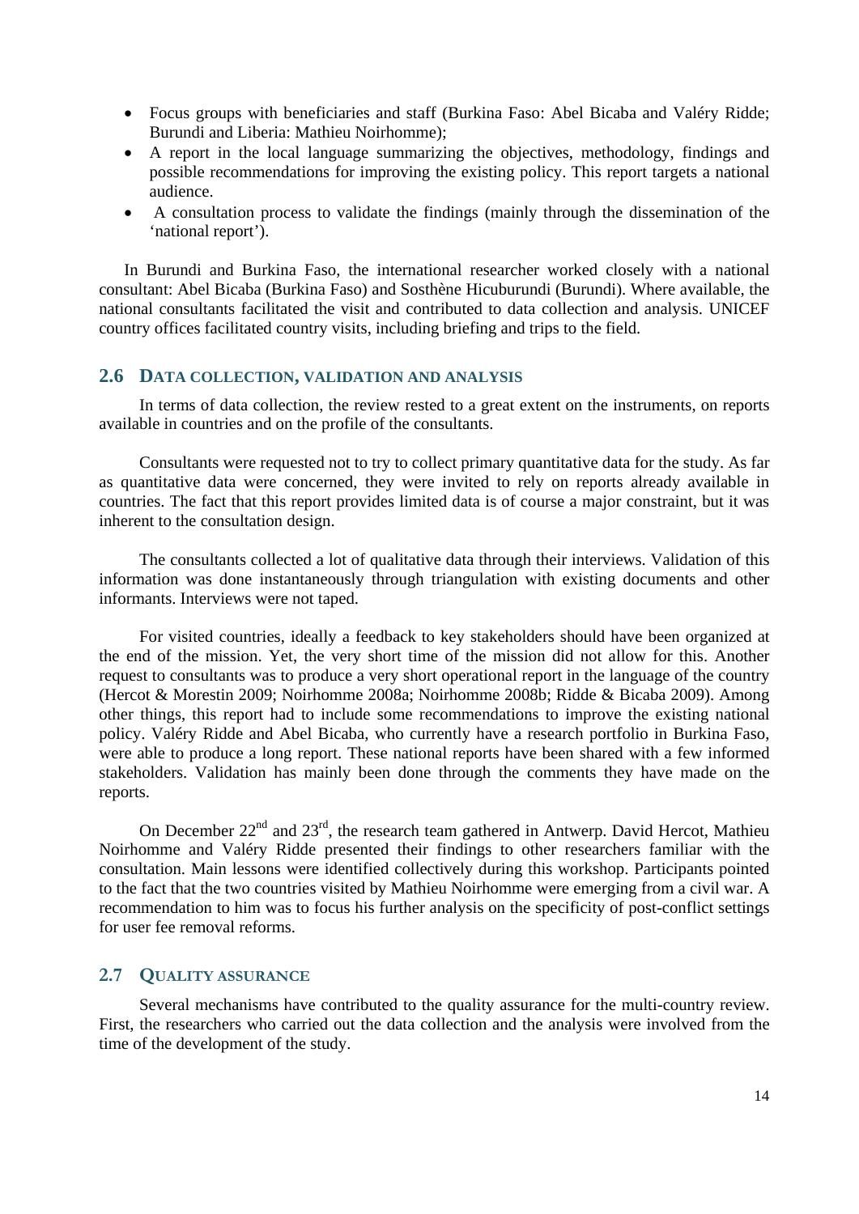- Focus groups with beneficiaries and staff (Burkina Faso: Abel Bicaba and Valéry Ridde; Burundi and Liberia: Mathieu Noirhomme);
- A report in the local language summarizing the objectives, methodology, findings and possible recommendations for improving the existing policy. This report targets a national audience.
- A consultation process to validate the findings (mainly through the dissemination of the 'national report').

In Burundi and Burkina Faso, the international researcher worked closely with a national consultant: Abel Bicaba (Burkina Faso) and Sosthène Hicuburundi (Burundi). Where available, the national consultants facilitated the visit and contributed to data collection and analysis. UNICEF country offices facilitated country visits, including briefing and trips to the field.

## 2.6 Data collection, validation and analysis

In terms of data collection, the review rested to a great extent on the instruments, on reports available in countries and on the profile of the consultants.

Consultants were requested not to try to collect primary quantitative data for the study. As far as quantitative data were concerned, they were invited to rely on reports already available in countries. The fact that this report provides limited data is of course a major constraint, but it was inherent to the consultation design.

The consultants collected a lot of qualitative data through their interviews. Validation of this information was done instantaneously through triangulation with existing documents and other informants. Interviews were not taped.

For visited countries, ideally a feedback to key stakeholders should have been organized at the end of the mission. Yet, the very short time of the mission did not allow for this. Another request to consultants was to produce a very short operational report in the language of the country (Hercot & Morestin 2009; Noirhomme 2008a; Noirhomme 2008b; Ridde & Bicaba 2009). Among other things, this report had to include some recommendations to improve the existing national policy. Valéry Ridde and Abel Bicaba, who currently have a research portfolio in Burkina Faso, were able to produce a long report. These national reports have been shared with a few informed stakeholders. Validation has mainly been done through the comments they have made on the reports.

On December 22nd and 23rd, the research team gathered in Antwerp. David Hercot, Mathieu Noirhomme and Valéry Ridde presented their findings to other researchers familiar with the consultation. Main lessons were identified collectively during this workshop. Participants pointed to the fact that the two countries visited by Mathieu Noirhomme were emerging from a civil war. A recommendation to him was to focus his further analysis on the specificity of post-conflict settings for user fee removal reforms.

## 2.7 Quality assurance

Several mechanisms have contributed to the quality assurance for the multi-country review. First, the researchers who carried out the data collection and the analysis were involved from the time of the development of the study.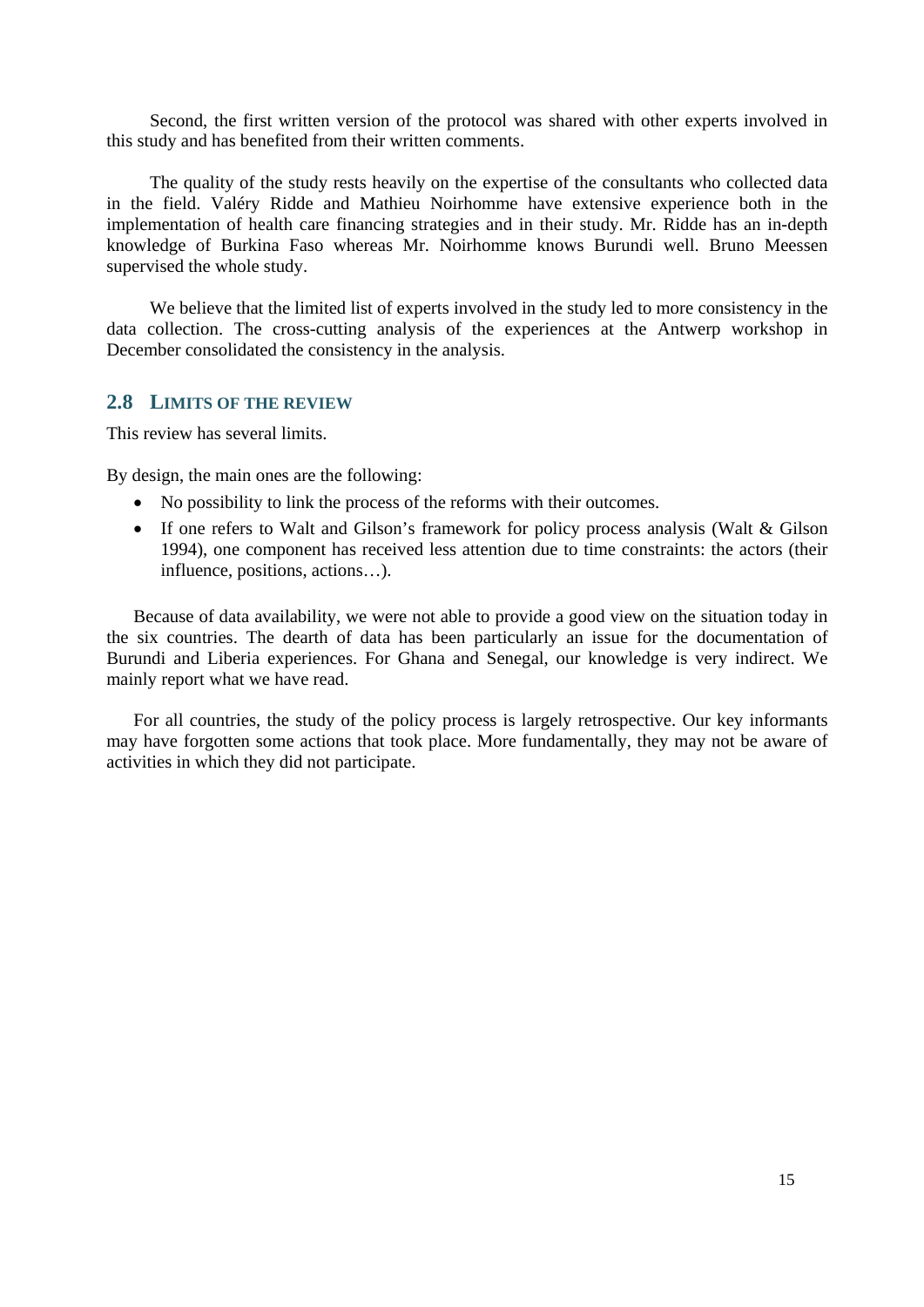Second, the first written version of the protocol was shared with other experts involved in this study and has benefited from their written comments.

The quality of the study rests heavily on the expertise of the consultants who collected data in the field. Valéry Ridde and Mathieu Noirhomme have extensive experience both in the implementation of health care financing strategies and in their study. Mr. Ridde has an in-depth knowledge of Burkina Faso whereas Mr. Noirhomme knows Burundi well. Bruno Meessen supervised the whole study.

We believe that the limited list of experts involved in the study led to more consistency in the data collection. The cross-cutting analysis of the experiences at the Antwerp workshop in December consolidated the consistency in the analysis.

## 2.8 LIMITS OF THE REVIEW

This review has several limits.

By design, the main ones are the following:

- No possibility to link the process of the reforms with their outcomes.
- If one refers to Walt and Gilson's framework for policy process analysis (Walt & Gilson 1994), one component has received less attention due to time constraints: the actors (their influence, positions, actions…).

Because of data availability, we were not able to provide a good view on the situation today in the six countries. The dearth of data has been particularly an issue for the documentation of Burundi and Liberia experiences. For Ghana and Senegal, our knowledge is very indirect. We mainly report what we have read.

For all countries, the study of the policy process is largely retrospective. Our key informants may have forgotten some actions that took place. More fundamentally, they may not be aware of activities in which they did not participate.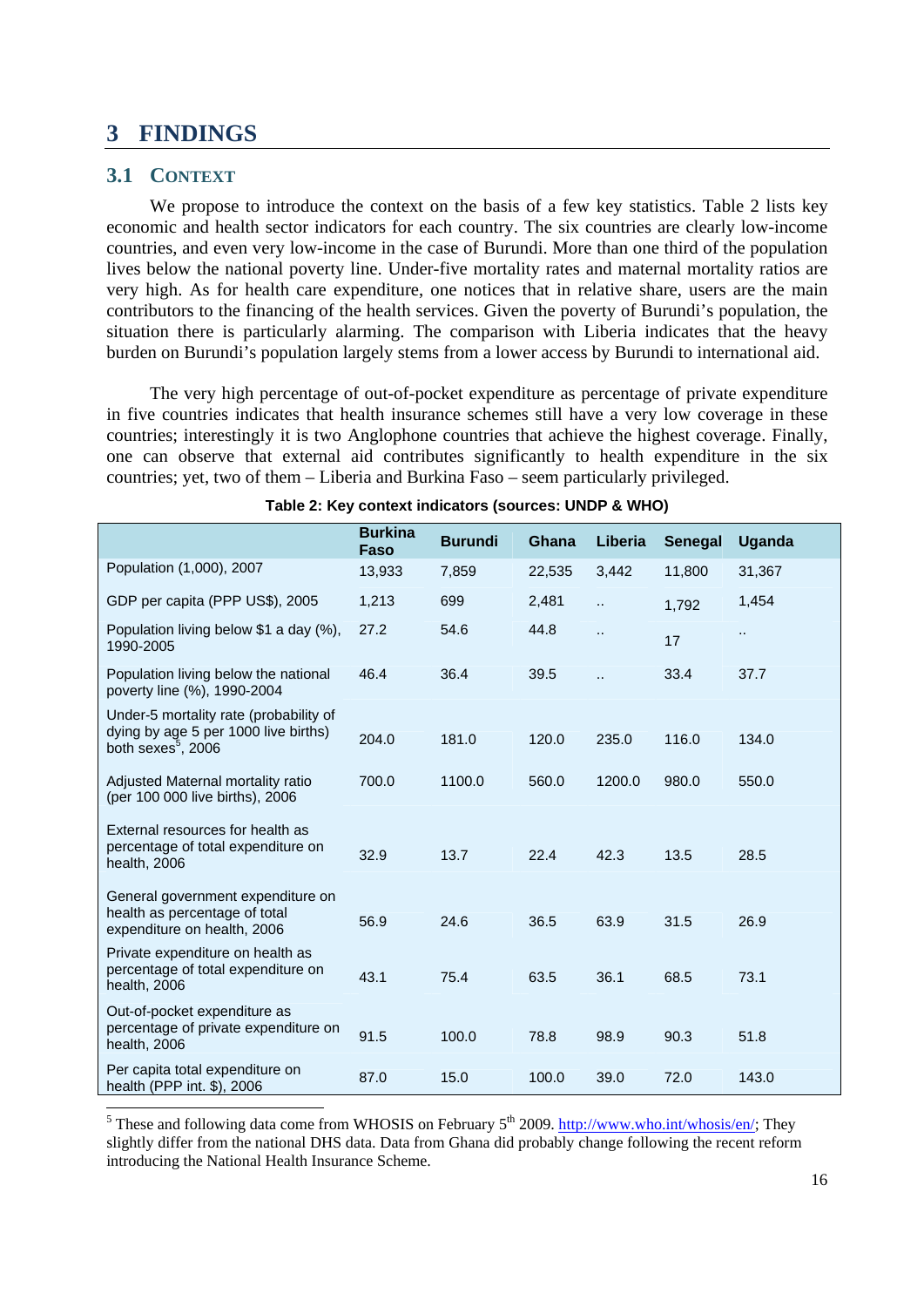# 3 FINDINGS

## 3.1 CONTEXT

We propose to introduce the context on the basis of a few key statistics. Table 2 lists key economic and health sector indicators for each country. The six countries are clearly low-income countries, and even very low-income in the case of Burundi. More than one third of the population lives below the national poverty line. Under-five mortality rates and maternal mortality ratios are very high. As for health care expenditure, one notices that in relative share, users are the main contributors to the financing of the health services. Given the poverty of Burundi's population, the situation there is particularly alarming. The comparison with Liberia indicates that the heavy burden on Burundi's population largely stems from a lower access by Burundi to international aid.

The very high percentage of out-of-pocket expenditure as percentage of private expenditure in five countries indicates that health insurance schemes still have a very low coverage in these countries; interestingly it is two Anglophone countries that achieve the highest coverage. Finally, one can observe that external aid contributes significantly to health expenditure in the six countries; yet, two of them – Liberia and Burkina Faso – seem particularly privileged.

**Table 2: Key context indicators (sources: UNDP & WHO)**

| | Burkina Faso | Burundi | Ghana | Liberia | Senegal | Uganda |
|---|---|---|---|---|---|---|
| Population (1,000), 2007 | 13,933 | 7,859 | 22,535 | 3,442 | 11,800 | 31,367 |
| GDP per capita (PPP US$), 2005 | 1,213 | 699 | 2,481 | .. | 1,792 | 1,454 |
| Population living below $1 a day (%), 1990-2005 | 27.2 | 54.6 | 44.8 | .. | 17 | .. |
| Population living below the national poverty line (%), 1990-2004 | 46.4 | 36.4 | 39.5 | .. | 33.4 | 37.7 |
| Under-5 mortality rate (probability of dying by age 5 per 1000 live births) both sexes[5], 2006 | 204.0 | 181.0 | 120.0 | 235.0 | 116.0 | 134.0 |
| Adjusted Maternal mortality ratio (per 100 000 live births), 2006 | 700.0 | 1100.0 | 560.0 | 1200.0 | 980.0 | 550.0 |
| External resources for health as percentage of total expenditure on health, 2006 | 32.9 | 13.7 | 22.4 | 42.3 | 13.5 | 28.5 |
| General government expenditure on health as percentage of total expenditure on health, 2006 | 56.9 | 24.6 | 36.5 | 63.9 | 31.5 | 26.9 |
| Private expenditure on health as percentage of total expenditure on health, 2006 | 43.1 | 75.4 | 63.5 | 36.1 | 68.5 | 73.1 |
| Out-of-pocket expenditure as percentage of private expenditure on health, 2006 | 91.5 | 100.0 | 78.8 | 98.9 | 90.3 | 51.8 |
| Per capita total expenditure on health (PPP int. $), 2006 | 87.0 | 15.0 | 100.0 | 39.0 | 72.0 | 143.0 |

[5] These and following data come from WHOSIS on February 5th 2009. http://www.who.int/whosis/en/; They slightly differ from the national DHS data. Data from Ghana did probably change following the recent reform introducing the National Health Insurance Scheme.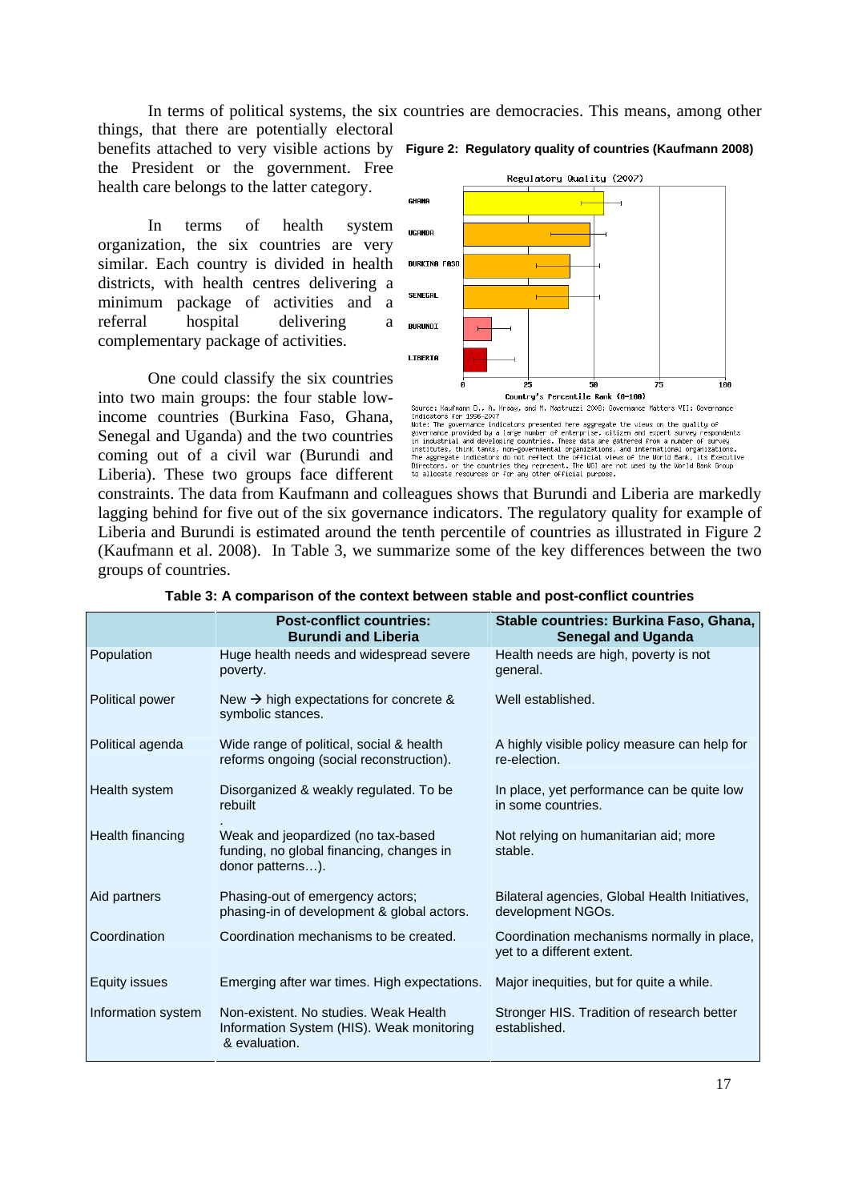In terms of political systems, the six countries are democracies. This means, among other things, that there are potentially electoral benefits attached to very visible actions by the President or the government. Free health care belongs to the latter category.

In terms of health system organization, the six countries are very similar. Each country is divided in health districts, with health centres delivering a minimum package of activities and a referral hospital delivering a complementary package of activities.

One could classify the six countries into two main groups: the four stable low-income countries (Burkina Faso, Ghana, Senegal and Uganda) and the two countries coming out of a civil war (Burundi and Liberia). These two groups face different constraints. The data from Kaufmann and colleagues shows that Burundi and Liberia are markedly lagging behind for five out of the six governance indicators. The regulatory quality for example of Liberia and Burundi is estimated around the tenth percentile of countries as illustrated in Figure 2 (Kaufmann et al. 2008). In Table 3, we summarize some of the key differences between the two groups of countries.

**Figure 2: Regulatory quality of countries (Kaufmann 2008)**

Regulatory Quality (2007)

GHANA, UGANDA, BURKINA FASO, SENEGAL, BURUNDI, LIBERIA

Country's Percentile Rank (0-100)

Source: Kaufmann D., A. Kraay, and M. Mastruzzi 2008: Governance Matters VII: Governance Indicators for 1996-2007
Note: The governance indicators presented here aggregate the views on the quality of governance provided by a large number of enterprise, citizen and expert survey respondents in industrial and developing countries. These data are gathered from a number of survey institutes, think tanks, non-governmental organizations, and international organizations. The aggregate indicators do not reflect the official views of the World Bank, its Executive Directors, or the countries they represent. The WGI are not used by the World Bank Group to allocate resources or for any other official purpose.

**Table 3: A comparison of the context between stable and post-conflict countries**

| | Post-conflict countries: Burundi and Liberia | Stable countries: Burkina Faso, Ghana, Senegal and Uganda |
|---|---|---|
| Population | Huge health needs and widespread severe poverty. | Health needs are high, poverty is not general. |
| Political power | New → high expectations for concrete & symbolic stances. | Well established. |
| Political agenda | Wide range of political, social & health reforms ongoing (social reconstruction). | A highly visible policy measure can help for re-election. |
| Health system | Disorganized & weakly regulated. To be rebuilt. | In place, yet performance can be quite low in some countries. |
| Health financing | Weak and jeopardized (no tax-based funding, no global financing, changes in donor patterns…). | Not relying on humanitarian aid; more stable. |
| Aid partners | Phasing-out of emergency actors; phasing-in of development & global actors. | Bilateral agencies, Global Health Initiatives, development NGOs. |
| Coordination | Coordination mechanisms to be created. | Coordination mechanisms normally in place, yet to a different extent. |
| Equity issues | Emerging after war times. High expectations. | Major inequities, but for quite a while. |
| Information system | Non-existent. No studies. Weak Health Information System (HIS). Weak monitoring & evaluation. | Stronger HIS. Tradition of research better established. |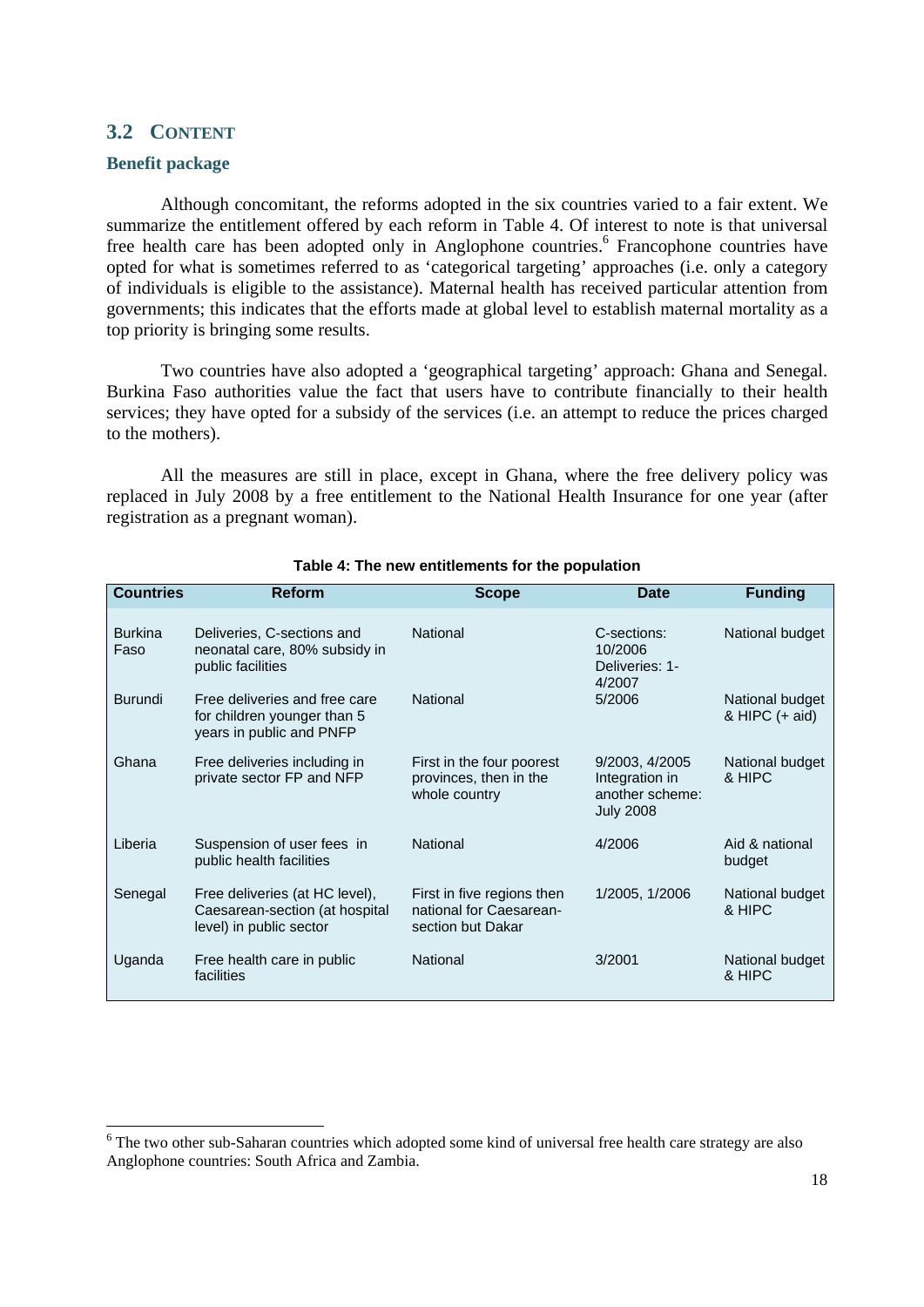## 3.2 Content

### Benefit package

Although concomitant, the reforms adopted in the six countries varied to a fair extent. We summarize the entitlement offered by each reform in Table 4. Of interest to note is that universal free health care has been adopted only in Anglophone countries.[6] Francophone countries have opted for what is sometimes referred to as 'categorical targeting' approaches (i.e. only a category of individuals is eligible to the assistance). Maternal health has received particular attention from governments; this indicates that the efforts made at global level to establish maternal mortality as a top priority is bringing some results.

Two countries have also adopted a 'geographical targeting' approach: Ghana and Senegal. Burkina Faso authorities value the fact that users have to contribute financially to their health services; they have opted for a subsidy of the services (i.e. an attempt to reduce the prices charged to the mothers).

All the measures are still in place, except in Ghana, where the free delivery policy was replaced in July 2008 by a free entitlement to the National Health Insurance for one year (after registration as a pregnant woman).

**Table 4: The new entitlements for the population**

| Countries | Reform | Scope | Date | Funding |
|---|---|---|---|---|
| Burkina Faso | Deliveries, C-sections and neonatal care, 80% subsidy in public facilities | National | C-sections: 10/2006 Deliveries: 1-4/2007 | National budget |
| Burundi | Free deliveries and free care for children younger than 5 years in public and PNFP | National | 5/2006 | National budget & HIPC (+ aid) |
| Ghana | Free deliveries including in private sector FP and NFP | First in the four poorest provinces, then in the whole country | 9/2003, 4/2005 Integration in another scheme: July 2008 | National budget & HIPC |
| Liberia | Suspension of user fees in public health facilities | National | 4/2006 | Aid & national budget |
| Senegal | Free deliveries (at HC level), Caesarean-section (at hospital level) in public sector | First in five regions then national for Caesarean-section but Dakar | 1/2005, 1/2006 | National budget & HIPC |
| Uganda | Free health care in public facilities | National | 3/2001 | National budget & HIPC |

[6] The two other sub-Saharan countries which adopted some kind of universal free health care strategy are also Anglophone countries: South Africa and Zambia.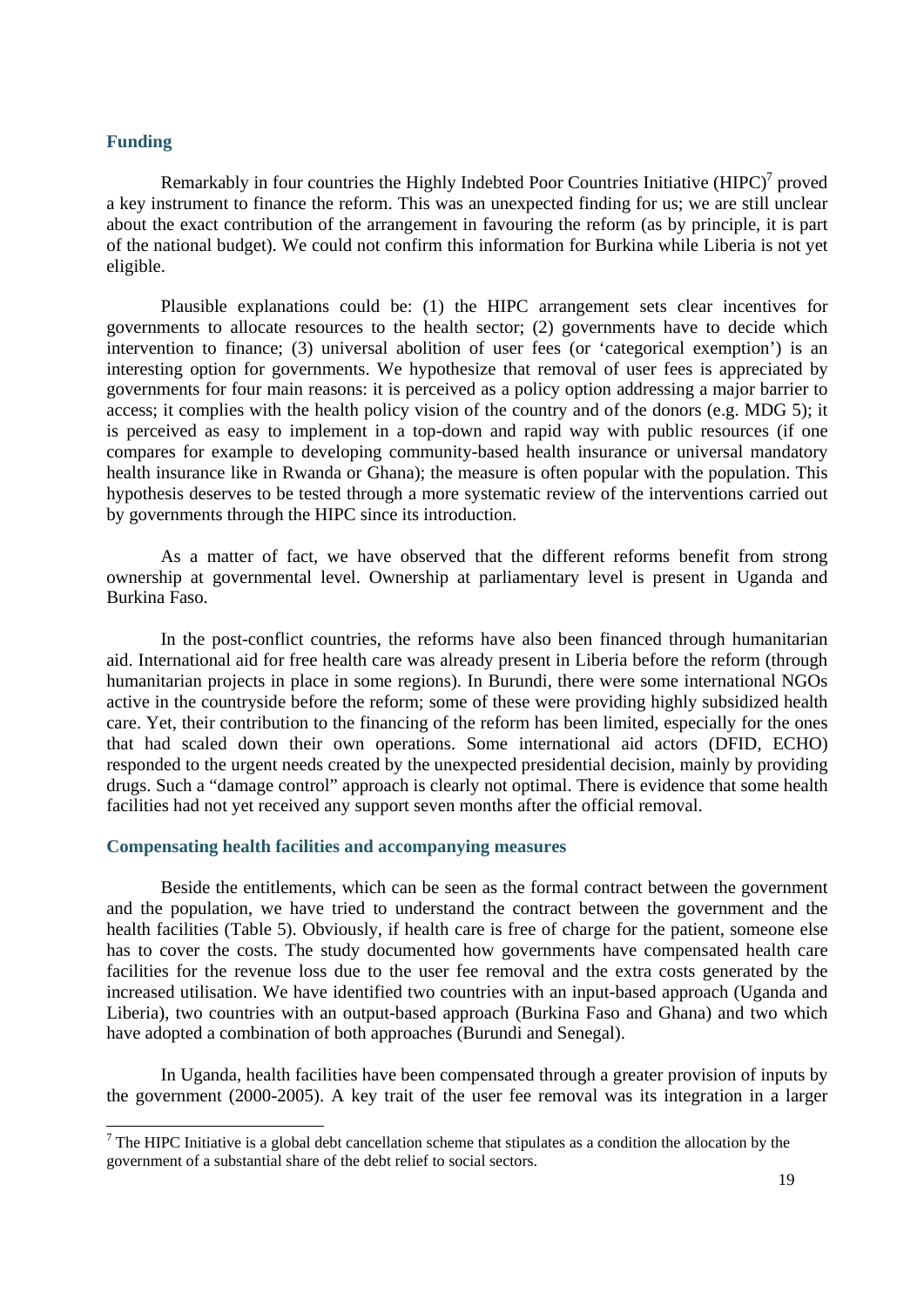## Funding

Remarkably in four countries the Highly Indebted Poor Countries Initiative (HIPC)[7] proved a key instrument to finance the reform. This was an unexpected finding for us; we are still unclear about the exact contribution of the arrangement in favouring the reform (as by principle, it is part of the national budget). We could not confirm this information for Burkina while Liberia is not yet eligible.

Plausible explanations could be: (1) the HIPC arrangement sets clear incentives for governments to allocate resources to the health sector; (2) governments have to decide which intervention to finance; (3) universal abolition of user fees (or 'categorical exemption') is an interesting option for governments. We hypothesize that removal of user fees is appreciated by governments for four main reasons: it is perceived as a policy option addressing a major barrier to access; it complies with the health policy vision of the country and of the donors (e.g. MDG 5); it is perceived as easy to implement in a top-down and rapid way with public resources (if one compares for example to developing community-based health insurance or universal mandatory health insurance like in Rwanda or Ghana); the measure is often popular with the population. This hypothesis deserves to be tested through a more systematic review of the interventions carried out by governments through the HIPC since its introduction.

As a matter of fact, we have observed that the different reforms benefit from strong ownership at governmental level. Ownership at parliamentary level is present in Uganda and Burkina Faso.

In the post-conflict countries, the reforms have also been financed through humanitarian aid. International aid for free health care was already present in Liberia before the reform (through humanitarian projects in place in some regions). In Burundi, there were some international NGOs active in the countryside before the reform; some of these were providing highly subsidized health care. Yet, their contribution to the financing of the reform has been limited, especially for the ones that had scaled down their own operations. Some international aid actors (DFID, ECHO) responded to the urgent needs created by the unexpected presidential decision, mainly by providing drugs. Such a "damage control" approach is clearly not optimal. There is evidence that some health facilities had not yet received any support seven months after the official removal.

## Compensating health facilities and accompanying measures

Beside the entitlements, which can be seen as the formal contract between the government and the population, we have tried to understand the contract between the government and the health facilities (Table 5). Obviously, if health care is free of charge for the patient, someone else has to cover the costs. The study documented how governments have compensated health care facilities for the revenue loss due to the user fee removal and the extra costs generated by the increased utilisation. We have identified two countries with an input-based approach (Uganda and Liberia), two countries with an output-based approach (Burkina Faso and Ghana) and two which have adopted a combination of both approaches (Burundi and Senegal).

In Uganda, health facilities have been compensated through a greater provision of inputs by the government (2000-2005). A key trait of the user fee removal was its integration in a larger

[7] The HIPC Initiative is a global debt cancellation scheme that stipulates as a condition the allocation by the government of a substantial share of the debt relief to social sectors.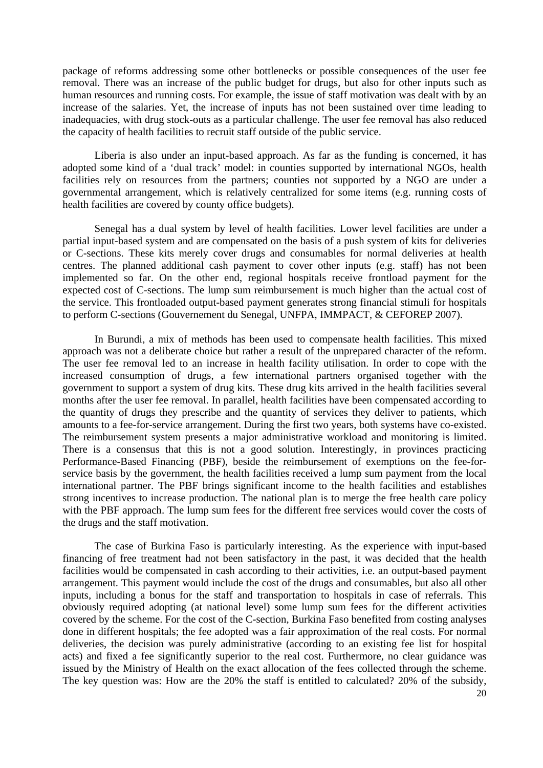package of reforms addressing some other bottlenecks or possible consequences of the user fee removal. There was an increase of the public budget for drugs, but also for other inputs such as human resources and running costs. For example, the issue of staff motivation was dealt with by an increase of the salaries. Yet, the increase of inputs has not been sustained over time leading to inadequacies, with drug stock-outs as a particular challenge. The user fee removal has also reduced the capacity of health facilities to recruit staff outside of the public service.

Liberia is also under an input-based approach. As far as the funding is concerned, it has adopted some kind of a 'dual track' model: in counties supported by international NGOs, health facilities rely on resources from the partners; counties not supported by a NGO are under a governmental arrangement, which is relatively centralized for some items (e.g. running costs of health facilities are covered by county office budgets).

Senegal has a dual system by level of health facilities. Lower level facilities are under a partial input-based system and are compensated on the basis of a push system of kits for deliveries or C-sections. These kits merely cover drugs and consumables for normal deliveries at health centres. The planned additional cash payment to cover other inputs (e.g. staff) has not been implemented so far. On the other end, regional hospitals receive frontload payment for the expected cost of C-sections. The lump sum reimbursement is much higher than the actual cost of the service. This frontloaded output-based payment generates strong financial stimuli for hospitals to perform C-sections (Gouvernement du Senegal, UNFPA, IMMPACT, & CEFOREP 2007).

In Burundi, a mix of methods has been used to compensate health facilities. This mixed approach was not a deliberate choice but rather a result of the unprepared character of the reform. The user fee removal led to an increase in health facility utilisation. In order to cope with the increased consumption of drugs, a few international partners organised together with the government to support a system of drug kits. These drug kits arrived in the health facilities several months after the user fee removal. In parallel, health facilities have been compensated according to the quantity of drugs they prescribe and the quantity of services they deliver to patients, which amounts to a fee-for-service arrangement. During the first two years, both systems have co-existed. The reimbursement system presents a major administrative workload and monitoring is limited. There is a consensus that this is not a good solution. Interestingly, in provinces practicing Performance-Based Financing (PBF), beside the reimbursement of exemptions on the fee-for-service basis by the government, the health facilities received a lump sum payment from the local international partner. The PBF brings significant income to the health facilities and establishes strong incentives to increase production. The national plan is to merge the free health care policy with the PBF approach. The lump sum fees for the different free services would cover the costs of the drugs and the staff motivation.

The case of Burkina Faso is particularly interesting. As the experience with input-based financing of free treatment had not been satisfactory in the past, it was decided that the health facilities would be compensated in cash according to their activities, i.e. an output-based payment arrangement. This payment would include the cost of the drugs and consumables, but also all other inputs, including a bonus for the staff and transportation to hospitals in case of referrals. This obviously required adopting (at national level) some lump sum fees for the different activities covered by the scheme. For the cost of the C-section, Burkina Faso benefited from costing analyses done in different hospitals; the fee adopted was a fair approximation of the real costs. For normal deliveries, the decision was purely administrative (according to an existing fee list for hospital acts) and fixed a fee significantly superior to the real cost. Furthermore, no clear guidance was issued by the Ministry of Health on the exact allocation of the fees collected through the scheme. The key question was: How are the 20% the staff is entitled to calculated? 20% of the subsidy,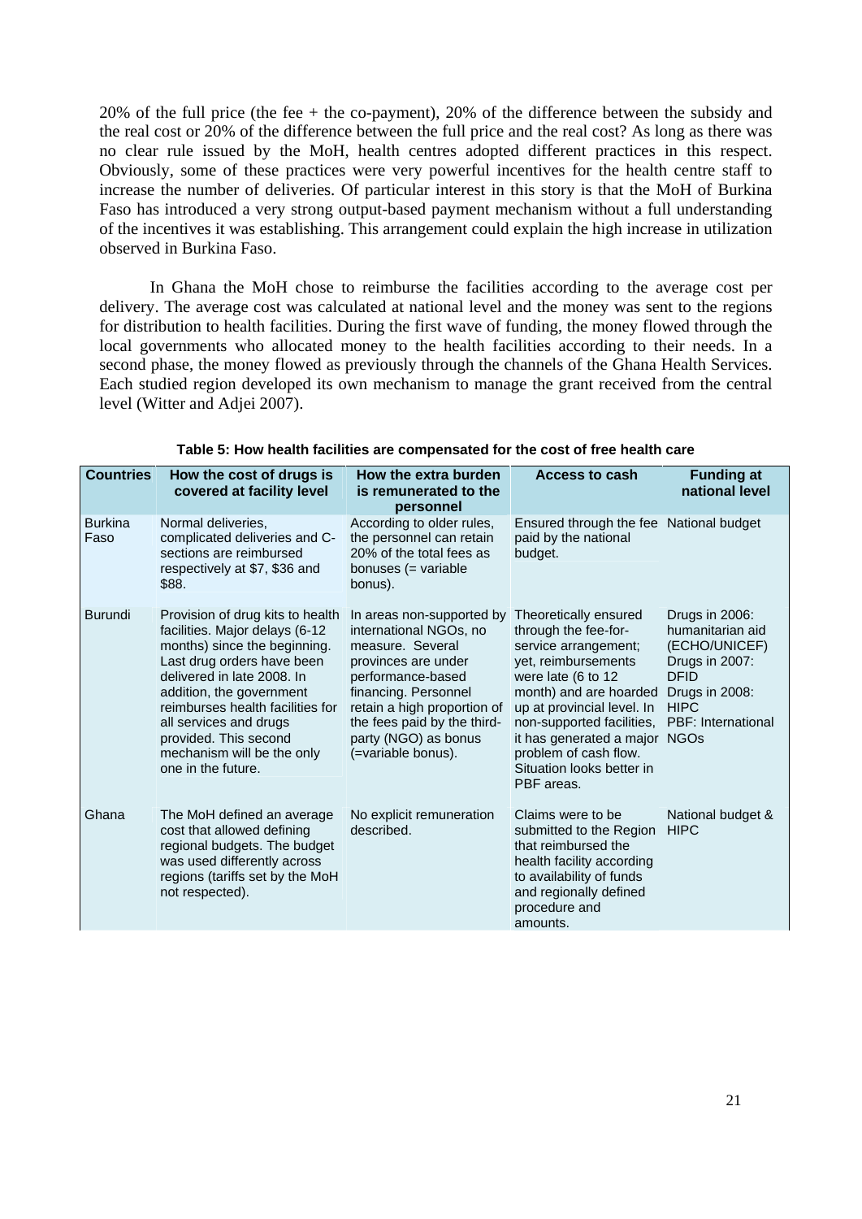20% of the full price (the fee + the co-payment), 20% of the difference between the subsidy and the real cost or 20% of the difference between the full price and the real cost? As long as there was no clear rule issued by the MoH, health centres adopted different practices in this respect. Obviously, some of these practices were very powerful incentives for the health centre staff to increase the number of deliveries. Of particular interest in this story is that the MoH of Burkina Faso has introduced a very strong output-based payment mechanism without a full understanding of the incentives it was establishing. This arrangement could explain the high increase in utilization observed in Burkina Faso.

In Ghana the MoH chose to reimburse the facilities according to the average cost per delivery. The average cost was calculated at national level and the money was sent to the regions for distribution to health facilities. During the first wave of funding, the money flowed through the local governments who allocated money to the health facilities according to their needs. In a second phase, the money flowed as previously through the channels of the Ghana Health Services. Each studied region developed its own mechanism to manage the grant received from the central level (Witter and Adjei 2007).

**Table 5: How health facilities are compensated for the cost of free health care**

| Countries | How the cost of drugs is covered at facility level | How the extra burden is remunerated to the personnel | Access to cash | Funding at national level |
|---|---|---|---|---|
| Burkina Faso | Normal deliveries, complicated deliveries and C-sections are reimbursed respectively at $7, $36 and $88. | According to older rules, the personnel can retain 20% of the total fees as bonuses (= variable bonus). | Ensured through the fee paid by the national budget. | National budget |
| Burundi | Provision of drug kits to health facilities. Major delays (6-12 months) since the beginning. Last drug orders have been delivered in late 2008. In addition, the government reimburses health facilities for all services and drugs provided. This second mechanism will be the only one in the future. | In areas non-supported by international NGOs, no measure. Several provinces are under performance-based financing. Personnel retain a high proportion of the fees paid by the third-party (NGO) as bonus (=variable bonus). | Theoretically ensured through the fee-for-service arrangement; yet, reimbursements were late (6 to 12 month) and are hoarded up at provincial level. In non-supported facilities, it has generated a major problem of cash flow. Situation looks better in PBF areas. | Drugs in 2006: humanitarian aid (ECHO/UNICEF) Drugs in 2007: DFID Drugs in 2008: HIPC PBF: International NGOs |
| Ghana | The MoH defined an average cost that allowed defining regional budgets. The budget was used differently across regions (tariffs set by the MoH not respected). | No explicit remuneration described. | Claims were to be submitted to the Region that reimbursed the health facility according to availability of funds and regionally defined procedure and amounts. | National budget & HIPC |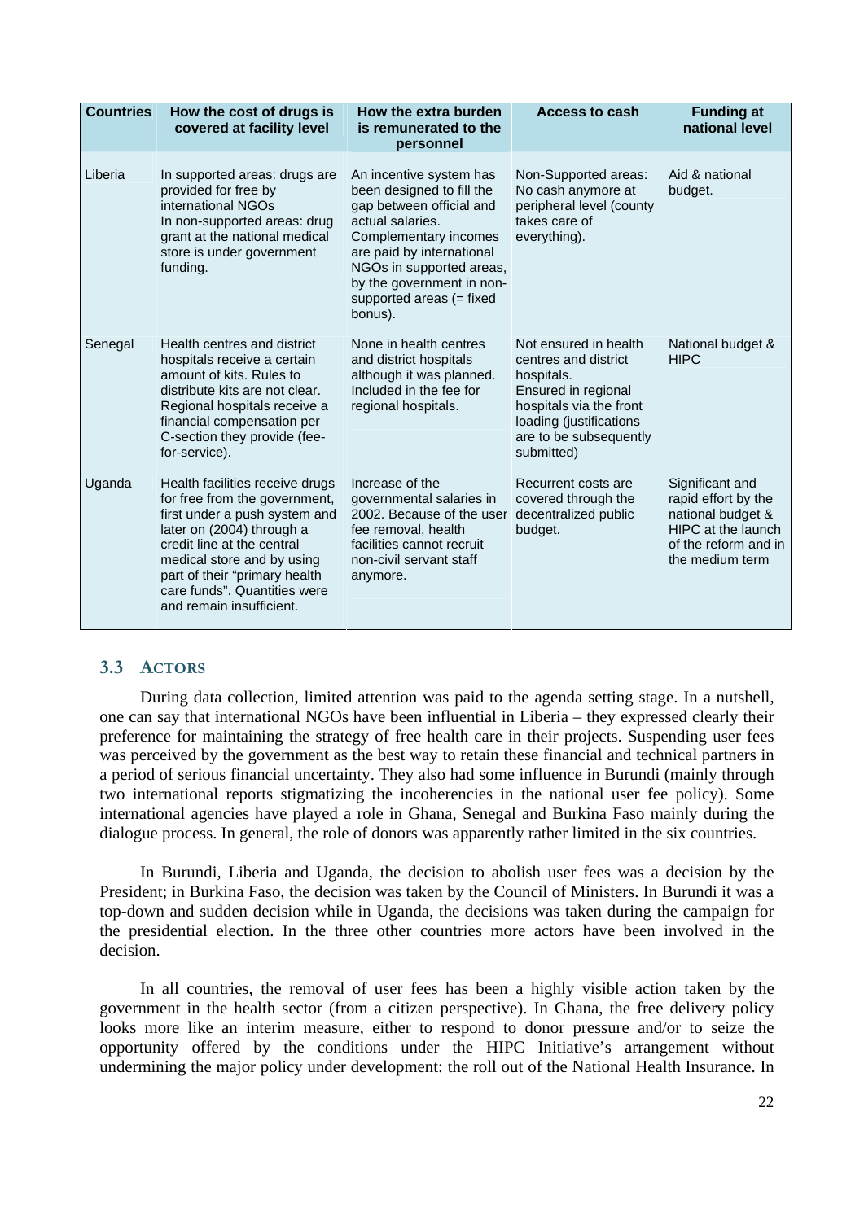| Countries | How the cost of drugs is covered at facility level | How the extra burden is remunerated to the personnel | Access to cash | Funding at national level |
|---|---|---|---|---|
| Liberia | In supported areas: drugs are provided for free by international NGOs In non-supported areas: drug grant at the national medical store is under government funding. | An incentive system has been designed to fill the gap between official and actual salaries. Complementary incomes are paid by international NGOs in supported areas, by the government in non-supported areas (= fixed bonus). | Non-Supported areas: No cash anymore at peripheral level (county takes care of everything). | Aid & national budget. |
| Senegal | Health centres and district hospitals receive a certain amount of kits. Rules to distribute kits are not clear. Regional hospitals receive a financial compensation per C-section they provide (fee-for-service). | None in health centres and district hospitals although it was planned. Included in the fee for regional hospitals. | Not ensured in health centres and district hospitals. Ensured in regional hospitals via the front loading (justifications are to be subsequently submitted) | National budget & HIPC |
| Uganda | Health facilities receive drugs for free from the government, first under a push system and later on (2004) through a credit line at the central medical store and by using part of their "primary health care funds". Quantities were and remain insufficient. | Increase of the governmental salaries in 2002. Because of the user fee removal, health facilities cannot recruit non-civil servant staff anymore. | Recurrent costs are covered through the decentralized public budget. | Significant and rapid effort by the national budget & HIPC at the launch of the reform and in the medium term |

## 3.3 Actors

During data collection, limited attention was paid to the agenda setting stage. In a nutshell, one can say that international NGOs have been influential in Liberia – they expressed clearly their preference for maintaining the strategy of free health care in their projects. Suspending user fees was perceived by the government as the best way to retain these financial and technical partners in a period of serious financial uncertainty. They also had some influence in Burundi (mainly through two international reports stigmatizing the incoherencies in the national user fee policy). Some international agencies have played a role in Ghana, Senegal and Burkina Faso mainly during the dialogue process. In general, the role of donors was apparently rather limited in the six countries.

In Burundi, Liberia and Uganda, the decision to abolish user fees was a decision by the President; in Burkina Faso, the decision was taken by the Council of Ministers. In Burundi it was a top-down and sudden decision while in Uganda, the decisions was taken during the campaign for the presidential election. In the three other countries more actors have been involved in the decision.

In all countries, the removal of user fees has been a highly visible action taken by the government in the health sector (from a citizen perspective). In Ghana, the free delivery policy looks more like an interim measure, either to respond to donor pressure and/or to seize the opportunity offered by the conditions under the HIPC Initiative's arrangement without undermining the major policy under development: the roll out of the National Health Insurance. In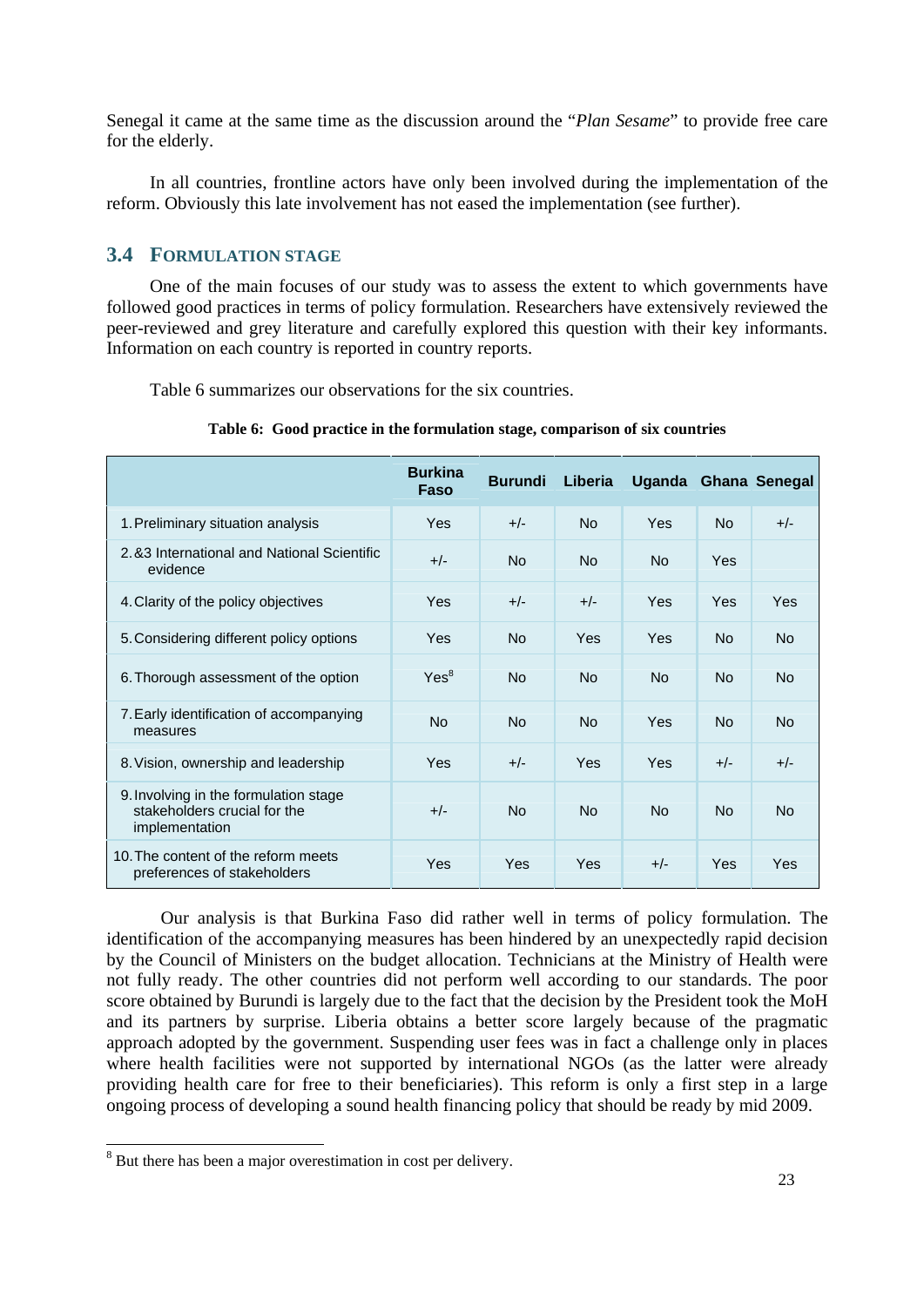Senegal it came at the same time as the discussion around the "*Plan Sesame*" to provide free care for the elderly.

In all countries, frontline actors have only been involved during the implementation of the reform. Obviously this late involvement has not eased the implementation (see further).

### 3.4 Formulation stage

One of the main focuses of our study was to assess the extent to which governments have followed good practices in terms of policy formulation. Researchers have extensively reviewed the peer-reviewed and grey literature and carefully explored this question with their key informants. Information on each country is reported in country reports.

Table 6 summarizes our observations for the six countries.

**Table 6: Good practice in the formulation stage, comparison of six countries**

| | Burkina Faso | Burundi | Liberia | Uganda | Ghana | Senegal |
|---|---|---|---|---|---|---|
| 1. Preliminary situation analysis | Yes | +/- | No | Yes | No | +/- |
| 2. &3 International and National Scientific evidence | +/- | No | No | No | Yes | |
| 4. Clarity of the policy objectives | Yes | +/- | +/- | Yes | Yes | Yes |
| 5. Considering different policy options | Yes | No | Yes | Yes | No | No |
| 6. Thorough assessment of the option | Yes[8] | No | No | No | No | No |
| 7. Early identification of accompanying measures | No | No | No | Yes | No | No |
| 8. Vision, ownership and leadership | Yes | +/- | Yes | Yes | +/- | +/- |
| 9. Involving in the formulation stage stakeholders crucial for the implementation | +/- | No | No | No | No | No |
| 10. The content of the reform meets preferences of stakeholders | Yes | Yes | Yes | +/- | Yes | Yes |

Our analysis is that Burkina Faso did rather well in terms of policy formulation. The identification of the accompanying measures has been hindered by an unexpectedly rapid decision by the Council of Ministers on the budget allocation. Technicians at the Ministry of Health were not fully ready. The other countries did not perform well according to our standards. The poor score obtained by Burundi is largely due to the fact that the decision by the President took the MoH and its partners by surprise. Liberia obtains a better score largely because of the pragmatic approach adopted by the government. Suspending user fees was in fact a challenge only in places where health facilities were not supported by international NGOs (as the latter were already providing health care for free to their beneficiaries). This reform is only a first step in a large ongoing process of developing a sound health financing policy that should be ready by mid 2009.

[8] But there has been a major overestimation in cost per delivery.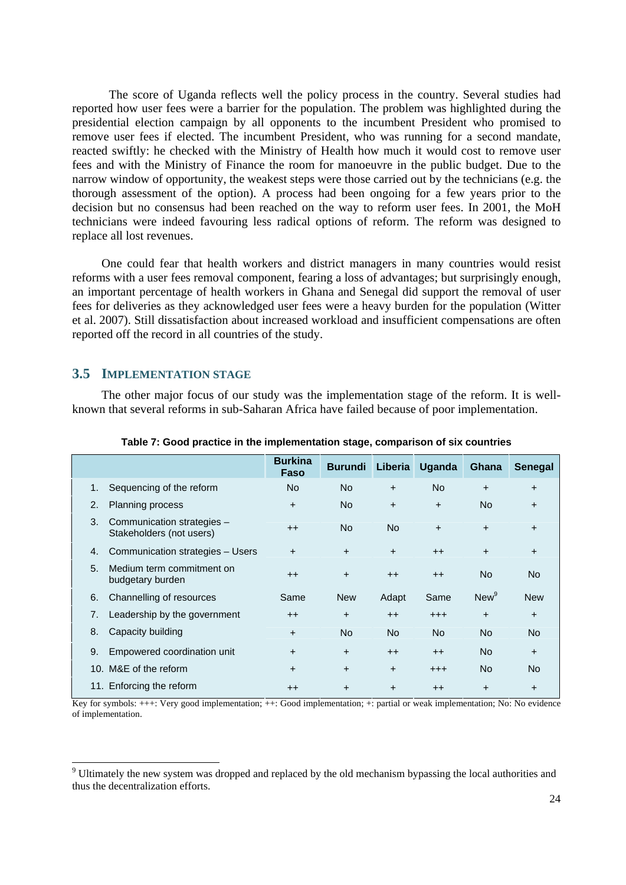The score of Uganda reflects well the policy process in the country. Several studies had reported how user fees were a barrier for the population. The problem was highlighted during the presidential election campaign by all opponents to the incumbent President who promised to remove user fees if elected. The incumbent President, who was running for a second mandate, reacted swiftly: he checked with the Ministry of Health how much it would cost to remove user fees and with the Ministry of Finance the room for manoeuvre in the public budget. Due to the narrow window of opportunity, the weakest steps were those carried out by the technicians (e.g. the thorough assessment of the option). A process had been ongoing for a few years prior to the decision but no consensus had been reached on the way to reform user fees. In 2001, the MoH technicians were indeed favouring less radical options of reform. The reform was designed to replace all lost revenues.

One could fear that health workers and district managers in many countries would resist reforms with a user fees removal component, fearing a loss of advantages; but surprisingly enough, an important percentage of health workers in Ghana and Senegal did support the removal of user fees for deliveries as they acknowledged user fees were a heavy burden for the population (Witter et al. 2007). Still dissatisfaction about increased workload and insufficient compensations are often reported off the record in all countries of the study.

## 3.5 Implementation stage

The other major focus of our study was the implementation stage of the reform. It is well-known that several reforms in sub-Saharan Africa have failed because of poor implementation.

**Table 7: Good practice in the implementation stage, comparison of six countries**

| | Burkina Faso | Burundi | Liberia | Uganda | Ghana | Senegal |
|---|---|---|---|---|---|---|
| 1. Sequencing of the reform | No | No | + | No | + | + |
| 2. Planning process | + | No | + | + | No | + |
| 3. Communication strategies – Stakeholders (not users) | ++ | No | No | + | + | + |
| 4. Communication strategies – Users | + | + | + | ++ | + | + |
| 5. Medium term commitment on budgetary burden | ++ | + | ++ | ++ | No | No |
| 6. Channelling of resources | Same | New | Adapt | Same | New[9] | New |
| 7. Leadership by the government | ++ | + | ++ | +++ | + | + |
| 8. Capacity building | + | No | No | No | No | No |
| 9. Empowered coordination unit | + | + | ++ | ++ | No | + |
| 10. M&E of the reform | + | + | + | +++ | No | No |
| 11. Enforcing the reform | ++ | + | + | ++ | + | + |

Key for symbols: +++: Very good implementation; ++: Good implementation; +: partial or weak implementation; No: No evidence of implementation.

[9] Ultimately the new system was dropped and replaced by the old mechanism bypassing the local authorities and thus the decentralization efforts.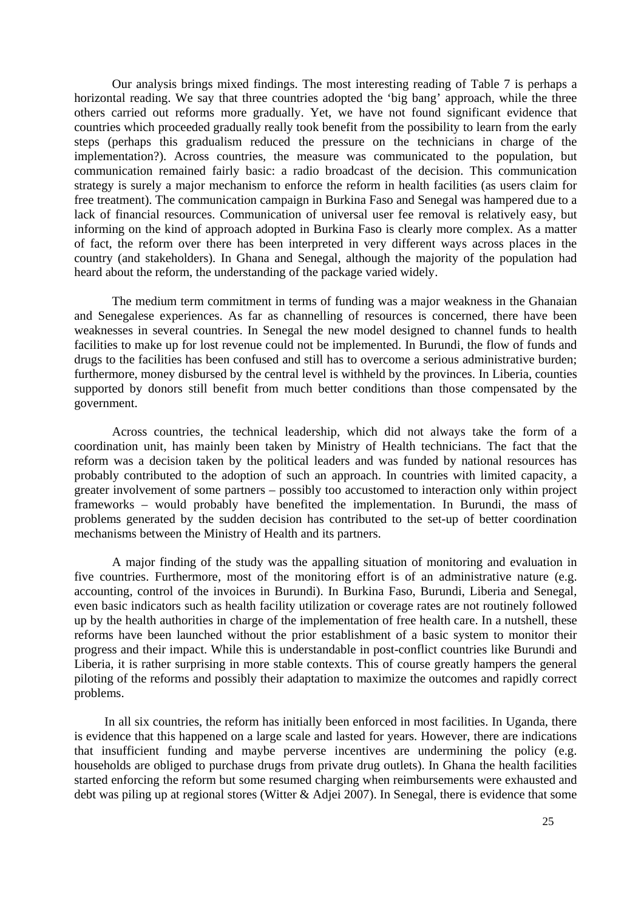Our analysis brings mixed findings. The most interesting reading of Table 7 is perhaps a horizontal reading. We say that three countries adopted the 'big bang' approach, while the three others carried out reforms more gradually. Yet, we have not found significant evidence that countries which proceeded gradually really took benefit from the possibility to learn from the early steps (perhaps this gradualism reduced the pressure on the technicians in charge of the implementation?). Across countries, the measure was communicated to the population, but communication remained fairly basic: a radio broadcast of the decision. This communication strategy is surely a major mechanism to enforce the reform in health facilities (as users claim for free treatment). The communication campaign in Burkina Faso and Senegal was hampered due to a lack of financial resources. Communication of universal user fee removal is relatively easy, but informing on the kind of approach adopted in Burkina Faso is clearly more complex. As a matter of fact, the reform over there has been interpreted in very different ways across places in the country (and stakeholders). In Ghana and Senegal, although the majority of the population had heard about the reform, the understanding of the package varied widely.

The medium term commitment in terms of funding was a major weakness in the Ghanaian and Senegalese experiences. As far as channelling of resources is concerned, there have been weaknesses in several countries. In Senegal the new model designed to channel funds to health facilities to make up for lost revenue could not be implemented. In Burundi, the flow of funds and drugs to the facilities has been confused and still has to overcome a serious administrative burden; furthermore, money disbursed by the central level is withheld by the provinces. In Liberia, counties supported by donors still benefit from much better conditions than those compensated by the government.

Across countries, the technical leadership, which did not always take the form of a coordination unit, has mainly been taken by Ministry of Health technicians. The fact that the reform was a decision taken by the political leaders and was funded by national resources has probably contributed to the adoption of such an approach. In countries with limited capacity, a greater involvement of some partners – possibly too accustomed to interaction only within project frameworks – would probably have benefited the implementation. In Burundi, the mass of problems generated by the sudden decision has contributed to the set-up of better coordination mechanisms between the Ministry of Health and its partners.

A major finding of the study was the appalling situation of monitoring and evaluation in five countries. Furthermore, most of the monitoring effort is of an administrative nature (e.g. accounting, control of the invoices in Burundi). In Burkina Faso, Burundi, Liberia and Senegal, even basic indicators such as health facility utilization or coverage rates are not routinely followed up by the health authorities in charge of the implementation of free health care. In a nutshell, these reforms have been launched without the prior establishment of a basic system to monitor their progress and their impact. While this is understandable in post-conflict countries like Burundi and Liberia, it is rather surprising in more stable contexts. This of course greatly hampers the general piloting of the reforms and possibly their adaptation to maximize the outcomes and rapidly correct problems.

In all six countries, the reform has initially been enforced in most facilities. In Uganda, there is evidence that this happened on a large scale and lasted for years. However, there are indications that insufficient funding and maybe perverse incentives are undermining the policy (e.g. households are obliged to purchase drugs from private drug outlets). In Ghana the health facilities started enforcing the reform but some resumed charging when reimbursements were exhausted and debt was piling up at regional stores (Witter & Adjei 2007). In Senegal, there is evidence that some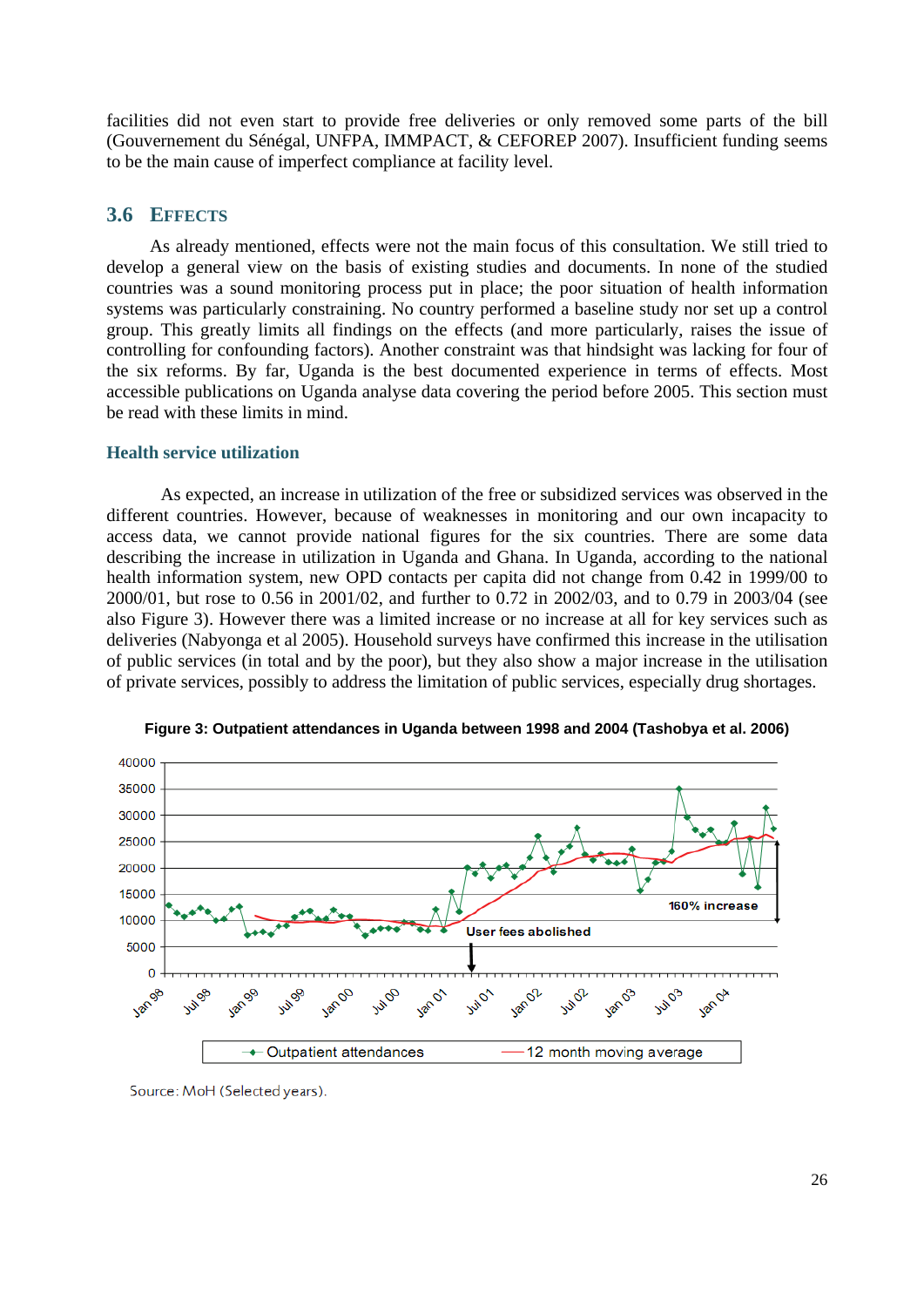facilities did not even start to provide free deliveries or only removed some parts of the bill (Gouvernement du Sénégal, UNFPA, IMMPACT, & CEFOREP 2007). Insufficient funding seems to be the main cause of imperfect compliance at facility level.

## 3.6 Effects

As already mentioned, effects were not the main focus of this consultation. We still tried to develop a general view on the basis of existing studies and documents. In none of the studied countries was a sound monitoring process put in place; the poor situation of health information systems was particularly constraining. No country performed a baseline study nor set up a control group. This greatly limits all findings on the effects (and more particularly, raises the issue of controlling for confounding factors). Another constraint was that hindsight was lacking for four of the six reforms. By far, Uganda is the best documented experience in terms of effects. Most accessible publications on Uganda analyse data covering the period before 2005. This section must be read with these limits in mind.

### Health service utilization

As expected, an increase in utilization of the free or subsidized services was observed in the different countries. However, because of weaknesses in monitoring and our own incapacity to access data, we cannot provide national figures for the six countries. There are some data describing the increase in utilization in Uganda and Ghana. In Uganda, according to the national health information system, new OPD contacts per capita did not change from 0.42 in 1999/00 to 2000/01, but rose to 0.56 in 2001/02, and further to 0.72 in 2002/03, and to 0.79 in 2003/04 (see also Figure 3). However there was a limited increase or no increase at all for key services such as deliveries (Nabyonga et al 2005). Household surveys have confirmed this increase in the utilisation of public services (in total and by the poor), but they also show a major increase in the utilisation of private services, possibly to address the limitation of public services, especially drug shortages.

**Figure 3: Outpatient attendances in Uganda between 1998 and 2004 (Tashobya et al. 2006)**

Source: MoH (Selected years).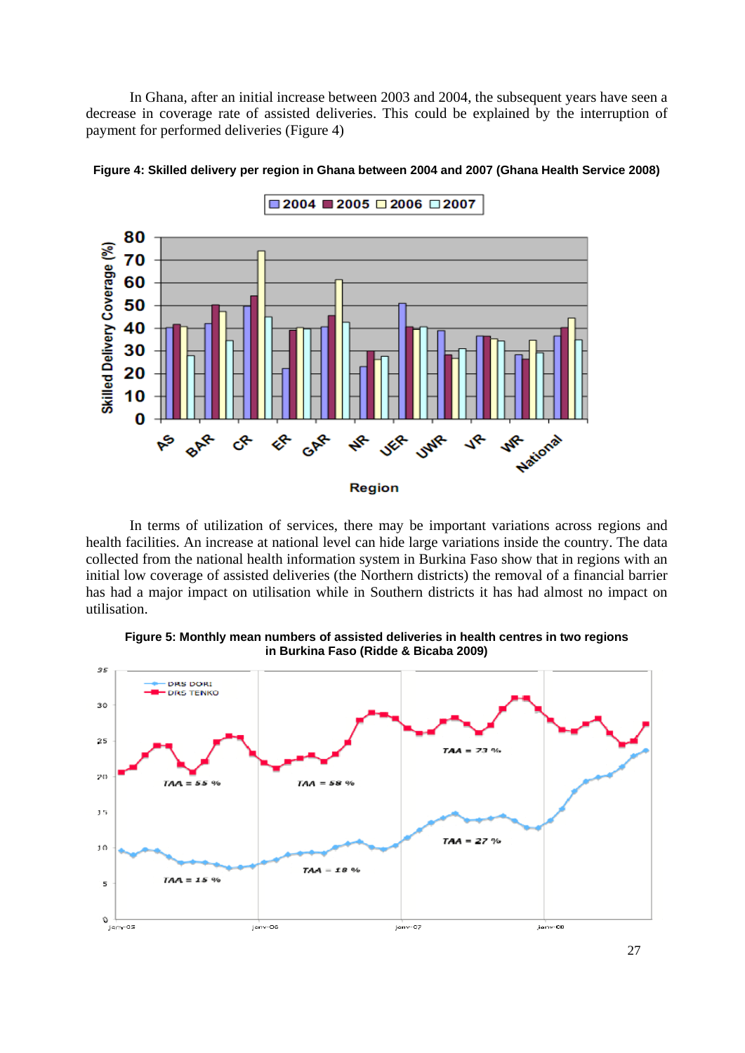In Ghana, after an initial increase between 2003 and 2004, the subsequent years have seen a decrease in coverage rate of assisted deliveries. This could be explained by the interruption of payment for performed deliveries (Figure 4)

**Figure 4: Skilled delivery per region in Ghana between 2004 and 2007 (Ghana Health Service 2008)**

In terms of utilization of services, there may be important variations across regions and health facilities. An increase at national level can hide large variations inside the country. The data collected from the national health information system in Burkina Faso show that in regions with an initial low coverage of assisted deliveries (the Northern districts) the removal of a financial barrier has had a major impact on utilisation while in Southern districts it has had almost no impact on utilisation.

**Figure 5: Monthly mean numbers of assisted deliveries in health centres in two regions in Burkina Faso (Ridde & Bicaba 2009)**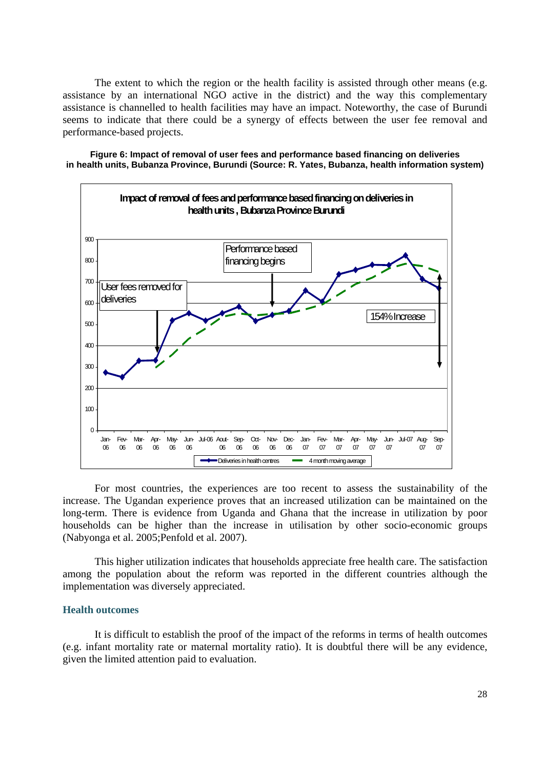The extent to which the region or the health facility is assisted through other means (e.g. assistance by an international NGO active in the district) and the way this complementary assistance is channelled to health facilities may have an impact. Noteworthy, the case of Burundi seems to indicate that there could be a synergy of effects between the user fee removal and performance-based projects.

**Figure 6: Impact of removal of user fees and performance based financing on deliveries in health units, Bubanza Province, Burundi (Source: R. Yates, Bubanza, health information system)**

For most countries, the experiences are too recent to assess the sustainability of the increase. The Ugandan experience proves that an increased utilization can be maintained on the long-term. There is evidence from Uganda and Ghana that the increase in utilization by poor households can be higher than the increase in utilisation by other socio-economic groups (Nabyonga et al. 2005;Penfold et al. 2007).

This higher utilization indicates that households appreciate free health care. The satisfaction among the population about the reform was reported in the different countries although the implementation was diversely appreciated.

### Health outcomes

It is difficult to establish the proof of the impact of the reforms in terms of health outcomes (e.g. infant mortality rate or maternal mortality ratio). It is doubtful there will be any evidence, given the limited attention paid to evaluation.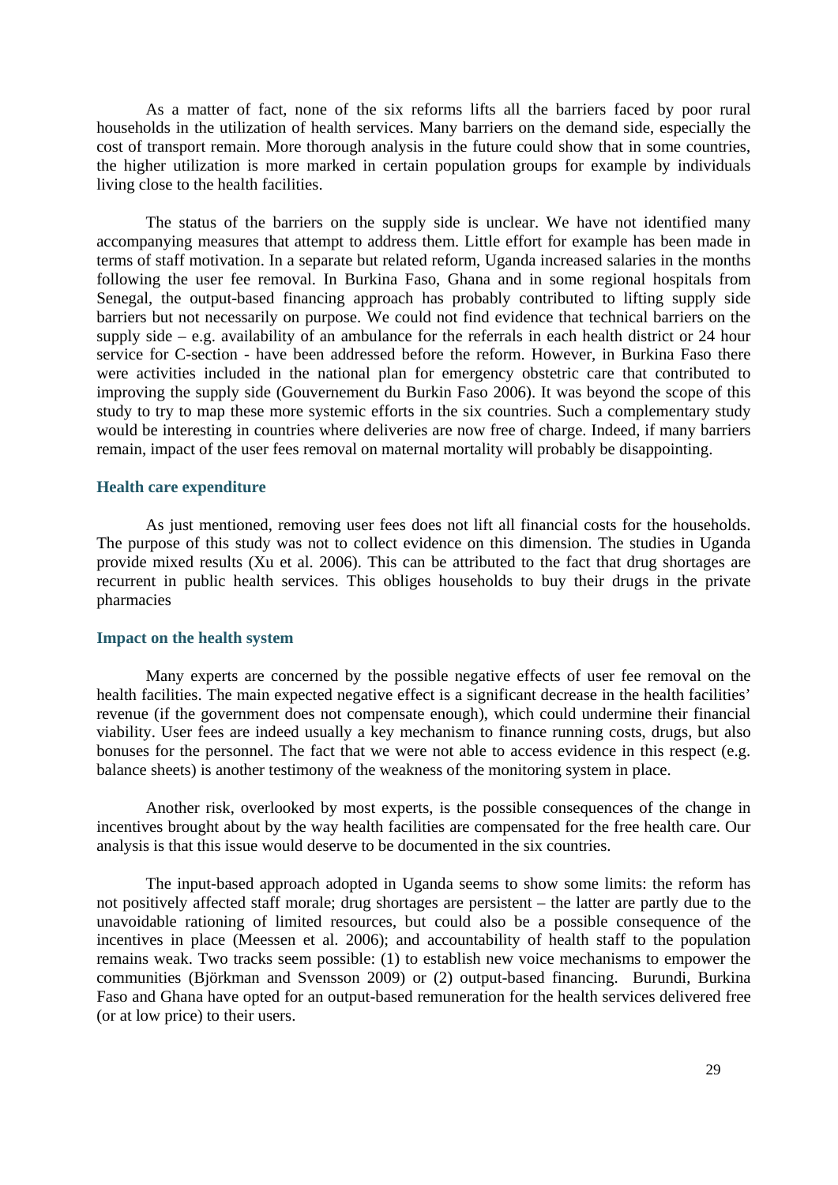As a matter of fact, none of the six reforms lifts all the barriers faced by poor rural households in the utilization of health services. Many barriers on the demand side, especially the cost of transport remain. More thorough analysis in the future could show that in some countries, the higher utilization is more marked in certain population groups for example by individuals living close to the health facilities.

The status of the barriers on the supply side is unclear. We have not identified many accompanying measures that attempt to address them. Little effort for example has been made in terms of staff motivation. In a separate but related reform, Uganda increased salaries in the months following the user fee removal. In Burkina Faso, Ghana and in some regional hospitals from Senegal, the output-based financing approach has probably contributed to lifting supply side barriers but not necessarily on purpose. We could not find evidence that technical barriers on the supply side – e.g. availability of an ambulance for the referrals in each health district or 24 hour service for C-section - have been addressed before the reform. However, in Burkina Faso there were activities included in the national plan for emergency obstetric care that contributed to improving the supply side (Gouvernement du Burkin Faso 2006). It was beyond the scope of this study to try to map these more systemic efforts in the six countries. Such a complementary study would be interesting in countries where deliveries are now free of charge. Indeed, if many barriers remain, impact of the user fees removal on maternal mortality will probably be disappointing.

### Health care expenditure

As just mentioned, removing user fees does not lift all financial costs for the households. The purpose of this study was not to collect evidence on this dimension. The studies in Uganda provide mixed results (Xu et al. 2006). This can be attributed to the fact that drug shortages are recurrent in public health services. This obliges households to buy their drugs in the private pharmacies

### Impact on the health system

Many experts are concerned by the possible negative effects of user fee removal on the health facilities. The main expected negative effect is a significant decrease in the health facilities' revenue (if the government does not compensate enough), which could undermine their financial viability. User fees are indeed usually a key mechanism to finance running costs, drugs, but also bonuses for the personnel. The fact that we were not able to access evidence in this respect (e.g. balance sheets) is another testimony of the weakness of the monitoring system in place.

Another risk, overlooked by most experts, is the possible consequences of the change in incentives brought about by the way health facilities are compensated for the free health care. Our analysis is that this issue would deserve to be documented in the six countries.

The input-based approach adopted in Uganda seems to show some limits: the reform has not positively affected staff morale; drug shortages are persistent – the latter are partly due to the unavoidable rationing of limited resources, but could also be a possible consequence of the incentives in place (Meessen et al. 2006); and accountability of health staff to the population remains weak. Two tracks seem possible: (1) to establish new voice mechanisms to empower the communities (Björkman and Svensson 2009) or (2) output-based financing. Burundi, Burkina Faso and Ghana have opted for an output-based remuneration for the health services delivered free (or at low price) to their users.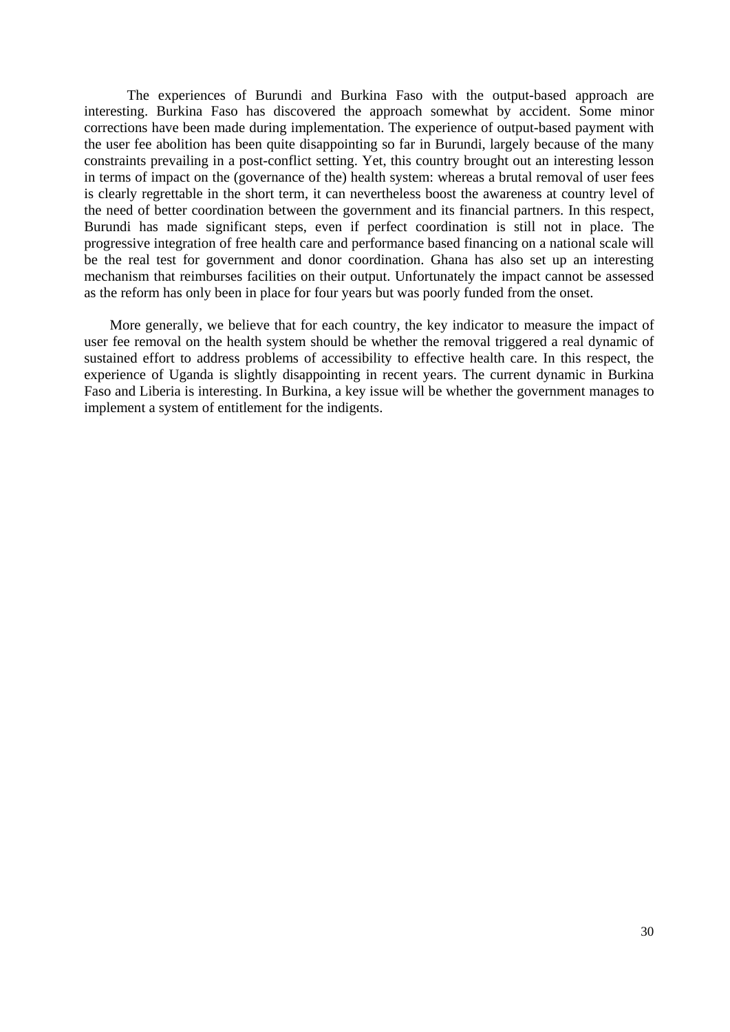The experiences of Burundi and Burkina Faso with the output-based approach are interesting. Burkina Faso has discovered the approach somewhat by accident. Some minor corrections have been made during implementation. The experience of output-based payment with the user fee abolition has been quite disappointing so far in Burundi, largely because of the many constraints prevailing in a post-conflict setting. Yet, this country brought out an interesting lesson in terms of impact on the (governance of the) health system: whereas a brutal removal of user fees is clearly regrettable in the short term, it can nevertheless boost the awareness at country level of the need of better coordination between the government and its financial partners. In this respect, Burundi has made significant steps, even if perfect coordination is still not in place. The progressive integration of free health care and performance based financing on a national scale will be the real test for government and donor coordination. Ghana has also set up an interesting mechanism that reimburses facilities on their output. Unfortunately the impact cannot be assessed as the reform has only been in place for four years but was poorly funded from the onset.

More generally, we believe that for each country, the key indicator to measure the impact of user fee removal on the health system should be whether the removal triggered a real dynamic of sustained effort to address problems of accessibility to effective health care. In this respect, the experience of Uganda is slightly disappointing in recent years. The current dynamic in Burkina Faso and Liberia is interesting. In Burkina, a key issue will be whether the government manages to implement a system of entitlement for the indigents.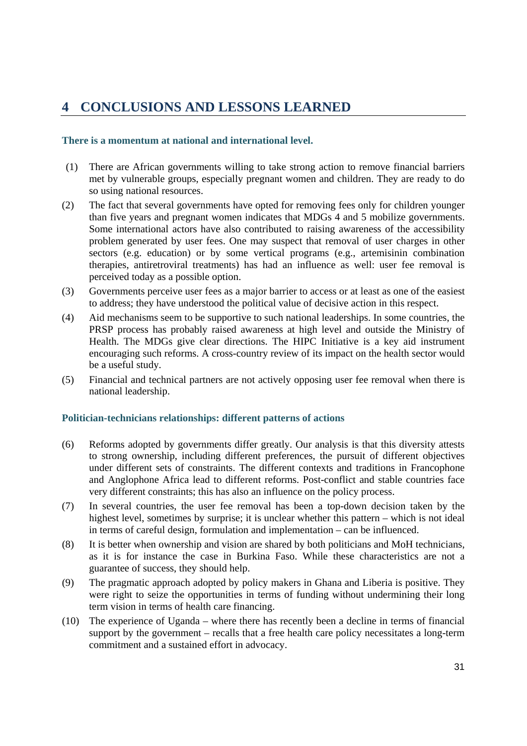# 4 CONCLUSIONS AND LESSONS LEARNED

### There is a momentum at national and international level.

(1) There are African governments willing to take strong action to remove financial barriers met by vulnerable groups, especially pregnant women and children. They are ready to do so using national resources.

(2) The fact that several governments have opted for removing fees only for children younger than five years and pregnant women indicates that MDGs 4 and 5 mobilize governments. Some international actors have also contributed to raising awareness of the accessibility problem generated by user fees. One may suspect that removal of user charges in other sectors (e.g. education) or by some vertical programs (e.g., artemisinin combination therapies, antiretroviral treatments) has had an influence as well: user fee removal is perceived today as a possible option.

(3) Governments perceive user fees as a major barrier to access or at least as one of the easiest to address; they have understood the political value of decisive action in this respect.

(4) Aid mechanisms seem to be supportive to such national leaderships. In some countries, the PRSP process has probably raised awareness at high level and outside the Ministry of Health. The MDGs give clear directions. The HIPC Initiative is a key aid instrument encouraging such reforms. A cross-country review of its impact on the health sector would be a useful study.

(5) Financial and technical partners are not actively opposing user fee removal when there is national leadership.

### Politician-technicians relationships: different patterns of actions

(6) Reforms adopted by governments differ greatly. Our analysis is that this diversity attests to strong ownership, including different preferences, the pursuit of different objectives under different sets of constraints. The different contexts and traditions in Francophone and Anglophone Africa lead to different reforms. Post-conflict and stable countries face very different constraints; this has also an influence on the policy process.

(7) In several countries, the user fee removal has been a top-down decision taken by the highest level, sometimes by surprise; it is unclear whether this pattern – which is not ideal in terms of careful design, formulation and implementation – can be influenced.

(8) It is better when ownership and vision are shared by both politicians and MoH technicians, as it is for instance the case in Burkina Faso. While these characteristics are not a guarantee of success, they should help.

(9) The pragmatic approach adopted by policy makers in Ghana and Liberia is positive. They were right to seize the opportunities in terms of funding without undermining their long term vision in terms of health care financing.

(10) The experience of Uganda – where there has recently been a decline in terms of financial support by the government – recalls that a free health care policy necessitates a long-term commitment and a sustained effort in advocacy.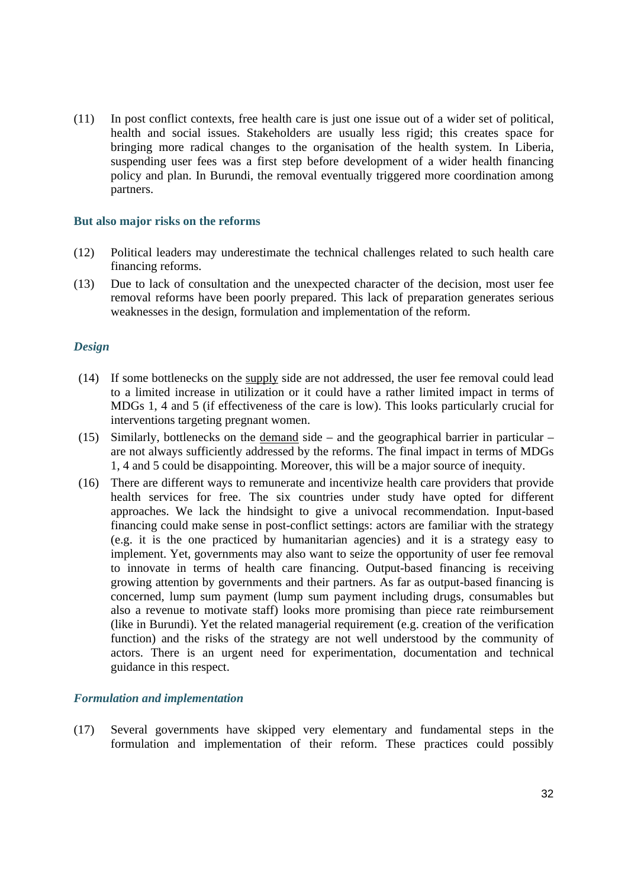(11) In post conflict contexts, free health care is just one issue out of a wider set of political, health and social issues. Stakeholders are usually less rigid; this creates space for bringing more radical changes to the organisation of the health system. In Liberia, suspending user fees was a first step before development of a wider health financing policy and plan. In Burundi, the removal eventually triggered more coordination among partners.

### But also major risks on the reforms

(12) Political leaders may underestimate the technical challenges related to such health care financing reforms.

(13) Due to lack of consultation and the unexpected character of the decision, most user fee removal reforms have been poorly prepared. This lack of preparation generates serious weaknesses in the design, formulation and implementation of the reform.

#### *Design*

(14) If some bottlenecks on the supply side are not addressed, the user fee removal could lead to a limited increase in utilization or it could have a rather limited impact in terms of MDGs 1, 4 and 5 (if effectiveness of the care is low). This looks particularly crucial for interventions targeting pregnant women.

(15) Similarly, bottlenecks on the demand side – and the geographical barrier in particular – are not always sufficiently addressed by the reforms. The final impact in terms of MDGs 1, 4 and 5 could be disappointing. Moreover, this will be a major source of inequity.

(16) There are different ways to remunerate and incentivize health care providers that provide health services for free. The six countries under study have opted for different approaches. We lack the hindsight to give a univocal recommendation. Input-based financing could make sense in post-conflict settings: actors are familiar with the strategy (e.g. it is the one practiced by humanitarian agencies) and it is a strategy easy to implement. Yet, governments may also want to seize the opportunity of user fee removal to innovate in terms of health care financing. Output-based financing is receiving growing attention by governments and their partners. As far as output-based financing is concerned, lump sum payment (lump sum payment including drugs, consumables but also a revenue to motivate staff) looks more promising than piece rate reimbursement (like in Burundi). Yet the related managerial requirement (e.g. creation of the verification function) and the risks of the strategy are not well understood by the community of actors. There is an urgent need for experimentation, documentation and technical guidance in this respect.

#### *Formulation and implementation*

(17) Several governments have skipped very elementary and fundamental steps in the formulation and implementation of their reform. These practices could possibly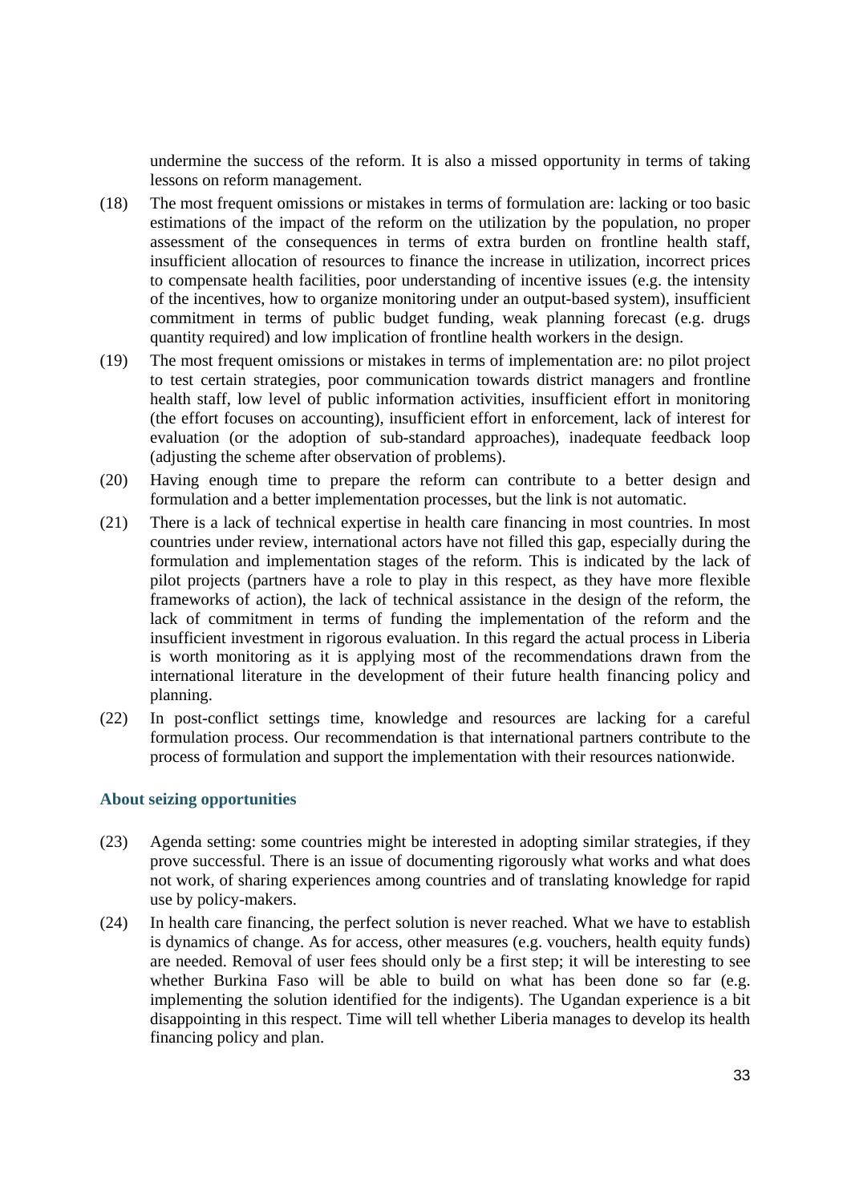undermine the success of the reform. It is also a missed opportunity in terms of taking lessons on reform management.

(18) The most frequent omissions or mistakes in terms of formulation are: lacking or too basic estimations of the impact of the reform on the utilization by the population, no proper assessment of the consequences in terms of extra burden on frontline health staff, insufficient allocation of resources to finance the increase in utilization, incorrect prices to compensate health facilities, poor understanding of incentive issues (e.g. the intensity of the incentives, how to organize monitoring under an output-based system), insufficient commitment in terms of public budget funding, weak planning forecast (e.g. drugs quantity required) and low implication of frontline health workers in the design.

(19) The most frequent omissions or mistakes in terms of implementation are: no pilot project to test certain strategies, poor communication towards district managers and frontline health staff, low level of public information activities, insufficient effort in monitoring (the effort focuses on accounting), insufficient effort in enforcement, lack of interest for evaluation (or the adoption of sub-standard approaches), inadequate feedback loop (adjusting the scheme after observation of problems).

(20) Having enough time to prepare the reform can contribute to a better design and formulation and a better implementation processes, but the link is not automatic.

(21) There is a lack of technical expertise in health care financing in most countries. In most countries under review, international actors have not filled this gap, especially during the formulation and implementation stages of the reform. This is indicated by the lack of pilot projects (partners have a role to play in this respect, as they have more flexible frameworks of action), the lack of technical assistance in the design of the reform, the lack of commitment in terms of funding the implementation of the reform and the insufficient investment in rigorous evaluation. In this regard the actual process in Liberia is worth monitoring as it is applying most of the recommendations drawn from the international literature in the development of their future health financing policy and planning.

(22) In post-conflict settings time, knowledge and resources are lacking for a careful formulation process. Our recommendation is that international partners contribute to the process of formulation and support the implementation with their resources nationwide.

### About seizing opportunities

(23) Agenda setting: some countries might be interested in adopting similar strategies, if they prove successful. There is an issue of documenting rigorously what works and what does not work, of sharing experiences among countries and of translating knowledge for rapid use by policy-makers.

(24) In health care financing, the perfect solution is never reached. What we have to establish is dynamics of change. As for access, other measures (e.g. vouchers, health equity funds) are needed. Removal of user fees should only be a first step; it will be interesting to see whether Burkina Faso will be able to build on what has been done so far (e.g. implementing the solution identified for the indigents). The Ugandan experience is a bit disappointing in this respect. Time will tell whether Liberia manages to develop its health financing policy and plan.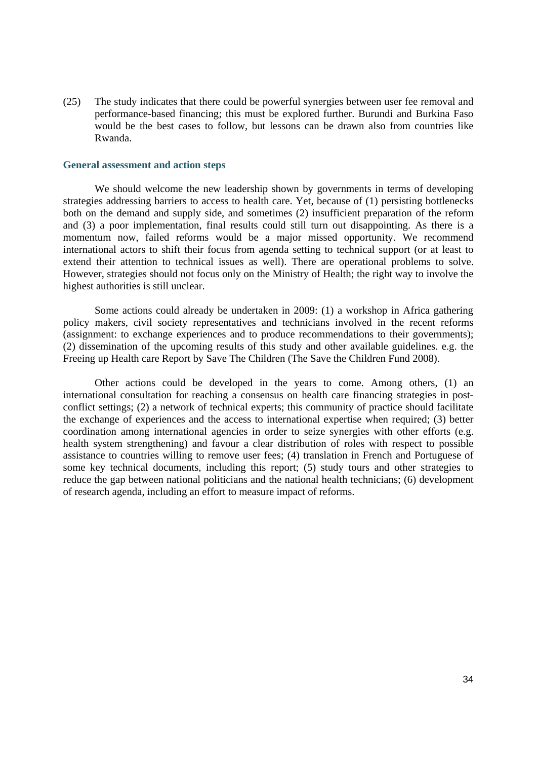(25) The study indicates that there could be powerful synergies between user fee removal and performance-based financing; this must be explored further. Burundi and Burkina Faso would be the best cases to follow, but lessons can be drawn also from countries like Rwanda.

### General assessment and action steps

We should welcome the new leadership shown by governments in terms of developing strategies addressing barriers to access to health care. Yet, because of (1) persisting bottlenecks both on the demand and supply side, and sometimes (2) insufficient preparation of the reform and (3) a poor implementation, final results could still turn out disappointing. As there is a momentum now, failed reforms would be a major missed opportunity. We recommend international actors to shift their focus from agenda setting to technical support (or at least to extend their attention to technical issues as well). There are operational problems to solve. However, strategies should not focus only on the Ministry of Health; the right way to involve the highest authorities is still unclear.

Some actions could already be undertaken in 2009: (1) a workshop in Africa gathering policy makers, civil society representatives and technicians involved in the recent reforms (assignment: to exchange experiences and to produce recommendations to their governments); (2) dissemination of the upcoming results of this study and other available guidelines. e.g. the Freeing up Health care Report by Save The Children (The Save the Children Fund 2008).

Other actions could be developed in the years to come. Among others, (1) an international consultation for reaching a consensus on health care financing strategies in post-conflict settings; (2) a network of technical experts; this community of practice should facilitate the exchange of experiences and the access to international expertise when required; (3) better coordination among international agencies in order to seize synergies with other efforts (e.g. health system strengthening) and favour a clear distribution of roles with respect to possible assistance to countries willing to remove user fees; (4) translation in French and Portuguese of some key technical documents, including this report; (5) study tours and other strategies to reduce the gap between national politicians and the national health technicians; (6) development of research agenda, including an effort to measure impact of reforms.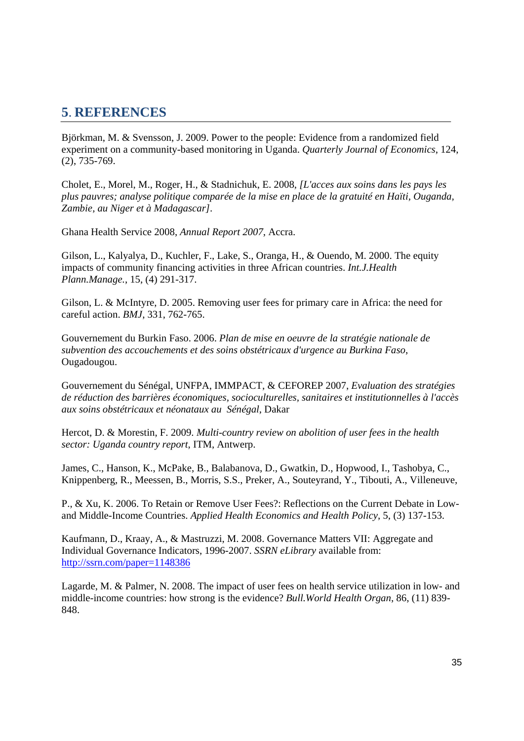## 5. REFERENCES

Björkman, M. & Svensson, J. 2009. Power to the people: Evidence from a randomized field experiment on a community-based monitoring in Uganda. *Quarterly Journal of Economics*, 124, (2), 735-769.

Cholet, E., Morel, M., Roger, H., & Stadnichuk, E. 2008, *[L'acces aux soins dans les pays les plus pauvres; analyse politique comparée de la mise en place de la gratuité en Haïti, Ouganda, Zambie, au Niger et à Madagascar]*.

Ghana Health Service 2008, *Annual Report 2007*, Accra.

Gilson, L., Kalyalya, D., Kuchler, F., Lake, S., Oranga, H., & Ouendo, M. 2000. The equity impacts of community financing activities in three African countries. *Int.J.Health Plann.Manage.*, 15, (4) 291-317.

Gilson, L. & McIntyre, D. 2005. Removing user fees for primary care in Africa: the need for careful action. *BMJ*, 331, 762-765.

Gouvernement du Burkin Faso. 2006. *Plan de mise en oeuvre de la stratégie nationale de subvention des accouchements et des soins obstétricaux d'urgence au Burkina Faso*, Ougadougou.

Gouvernement du Sénégal, UNFPA, IMMPACT, & CEFOREP 2007, *Evaluation des stratégies de réduction des barrières économiques, socioculturelles, sanitaires et institutionnelles à l'accès aux soins obstétricaux et néonataux au Sénégal*, Dakar

Hercot, D. & Morestin, F. 2009. *Multi-country review on abolition of user fees in the health sector: Uganda country report*, ITM, Antwerp.

James, C., Hanson, K., McPake, B., Balabanova, D., Gwatkin, D., Hopwood, I., Tashobya, C., Knippenberg, R., Meessen, B., Morris, S.S., Preker, A., Souteyrand, Y., Tibouti, A., Villeneuve,

P., & Xu, K. 2006. To Retain or Remove User Fees?: Reflections on the Current Debate in Low-and Middle-Income Countries. *Applied Health Economics and Health Policy*, 5, (3) 137-153.

Kaufmann, D., Kraay, A., & Mastruzzi, M. 2008. Governance Matters VII: Aggregate and Individual Governance Indicators, 1996-2007. *SSRN eLibrary* available from: http://ssrn.com/paper=1148386

Lagarde, M. & Palmer, N. 2008. The impact of user fees on health service utilization in low- and middle-income countries: how strong is the evidence? *Bull.World Health Organ*, 86, (11) 839-848.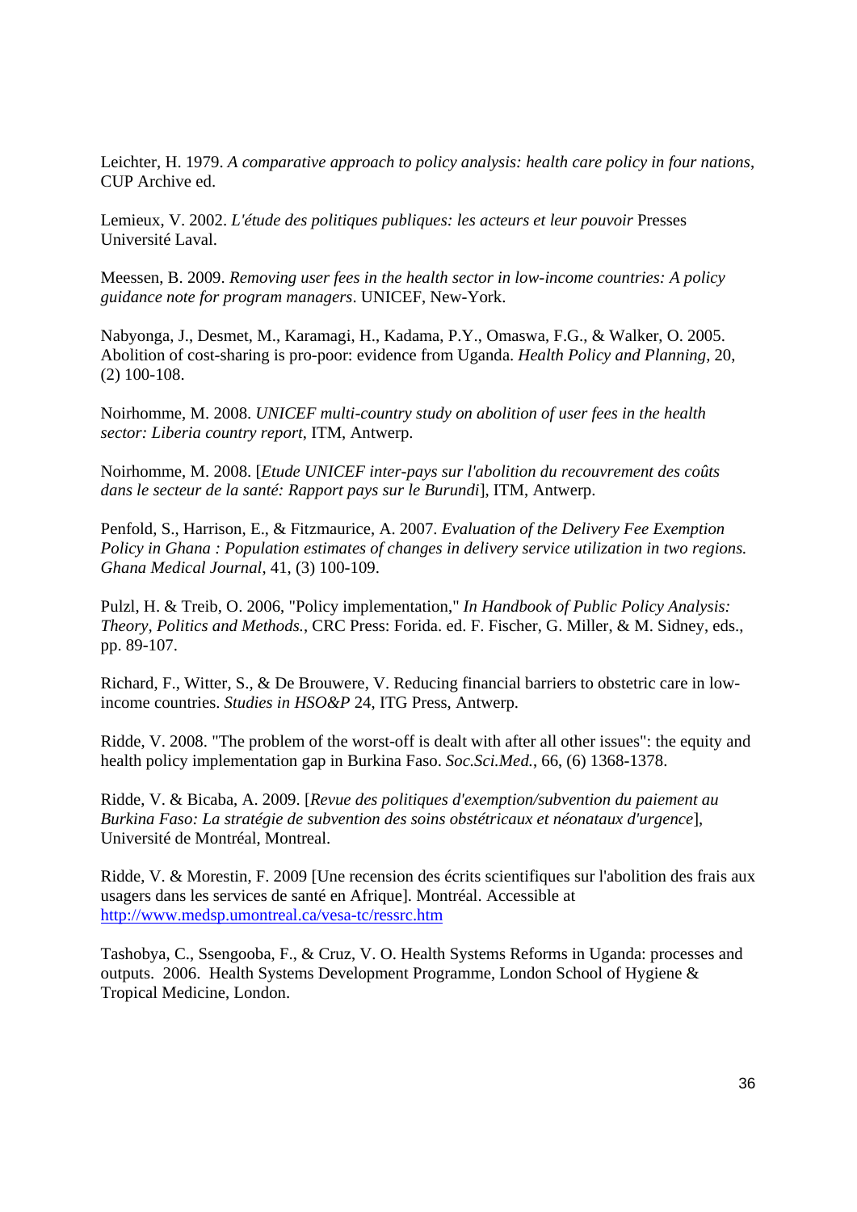Leichter, H. 1979. *A comparative approach to policy analysis: health care policy in four nations*, CUP Archive ed.

Lemieux, V. 2002. *L'étude des politiques publiques: les acteurs et leur pouvoir* Presses Université Laval.

Meessen, B. 2009. *Removing user fees in the health sector in low-income countries: A policy guidance note for program managers*. UNICEF, New-York.

Nabyonga, J., Desmet, M., Karamagi, H., Kadama, P.Y., Omaswa, F.G., & Walker, O. 2005. Abolition of cost-sharing is pro-poor: evidence from Uganda. *Health Policy and Planning*, 20, (2) 100-108.

Noirhomme, M. 2008. *UNICEF multi-country study on abolition of user fees in the health sector: Liberia country report*, ITM, Antwerp.

Noirhomme, M. 2008. [*Etude UNICEF inter-pays sur l'abolition du recouvrement des coûts dans le secteur de la santé: Rapport pays sur le Burundi*], ITM, Antwerp.

Penfold, S., Harrison, E., & Fitzmaurice, A. 2007. *Evaluation of the Delivery Fee Exemption Policy in Ghana : Population estimates of changes in delivery service utilization in two regions. Ghana Medical Journal*, 41, (3) 100-109.

Pulzl, H. & Treib, O. 2006, "Policy implementation," *In Handbook of Public Policy Analysis: Theory, Politics and Methods.*, CRC Press: Forida. ed. F. Fischer, G. Miller, & M. Sidney, eds., pp. 89-107.

Richard, F., Witter, S., & De Brouwere, V. Reducing financial barriers to obstetric care in low-income countries. *Studies in HSO&P* 24, ITG Press, Antwerp.

Ridde, V. 2008. "The problem of the worst-off is dealt with after all other issues": the equity and health policy implementation gap in Burkina Faso. *Soc.Sci.Med.*, 66, (6) 1368-1378.

Ridde, V. & Bicaba, A. 2009. [*Revue des politiques d'exemption/subvention du paiement au Burkina Faso: La stratégie de subvention des soins obstétricaux et néonataux d'urgence*], Université de Montréal, Montreal.

Ridde, V. & Morestin, F. 2009 [Une recension des écrits scientifiques sur l'abolition des frais aux usagers dans les services de santé en Afrique]. Montréal. Accessible at http://www.medsp.umontreal.ca/vesa-tc/ressrc.htm

Tashobya, C., Ssengooba, F., & Cruz, V. O. Health Systems Reforms in Uganda: processes and outputs. 2006. Health Systems Development Programme, London School of Hygiene & Tropical Medicine, London.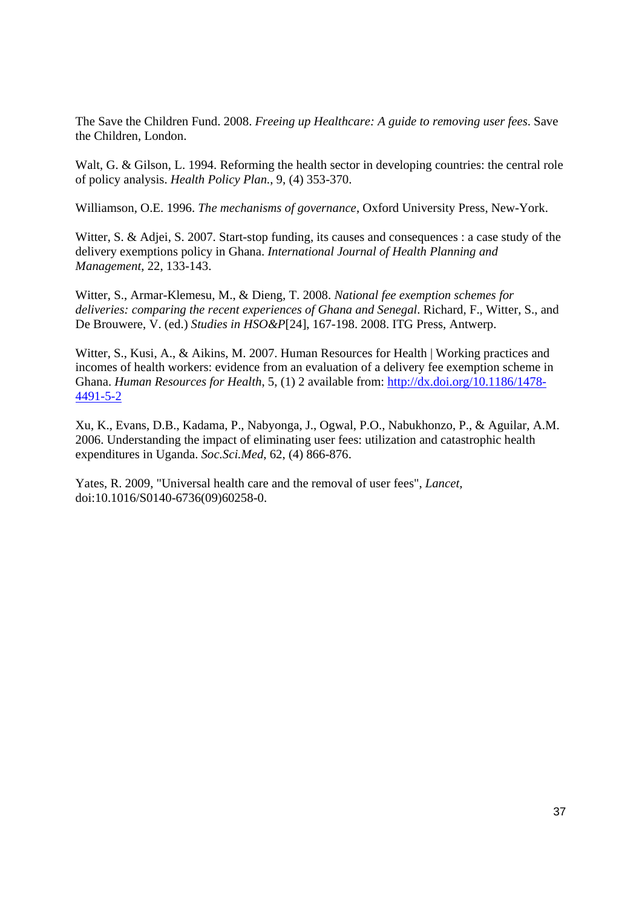The Save the Children Fund. 2008. *Freeing up Healthcare: A guide to removing user fees*. Save the Children, London.

Walt, G. & Gilson, L. 1994. Reforming the health sector in developing countries: the central role of policy analysis. *Health Policy Plan.*, 9, (4) 353-370.

Williamson, O.E. 1996. *The mechanisms of governance*, Oxford University Press, New-York.

Witter, S. & Adjei, S. 2007. Start-stop funding, its causes and consequences : a case study of the delivery exemptions policy in Ghana. *International Journal of Health Planning and Management*, 22, 133-143.

Witter, S., Armar-Klemesu, M., & Dieng, T. 2008. *National fee exemption schemes for deliveries: comparing the recent experiences of Ghana and Senegal*. Richard, F., Witter, S., and De Brouwere, V. (ed.) *Studies in HSO&P*[24], 167-198. 2008. ITG Press, Antwerp.

Witter, S., Kusi, A., & Aikins, M. 2007. Human Resources for Health | Working practices and incomes of health workers: evidence from an evaluation of a delivery fee exemption scheme in Ghana. *Human Resources for Health*, 5, (1) 2 available from: http://dx.doi.org/10.1186/1478-4491-5-2

Xu, K., Evans, D.B., Kadama, P., Nabyonga, J., Ogwal, P.O., Nabukhonzo, P., & Aguilar, A.M. 2006. Understanding the impact of eliminating user fees: utilization and catastrophic health expenditures in Uganda. *Soc.Sci.Med*, 62, (4) 866-876.

Yates, R. 2009, "Universal health care and the removal of user fees", *Lancet*, doi:10.1016/S0140-6736(09)60258-0.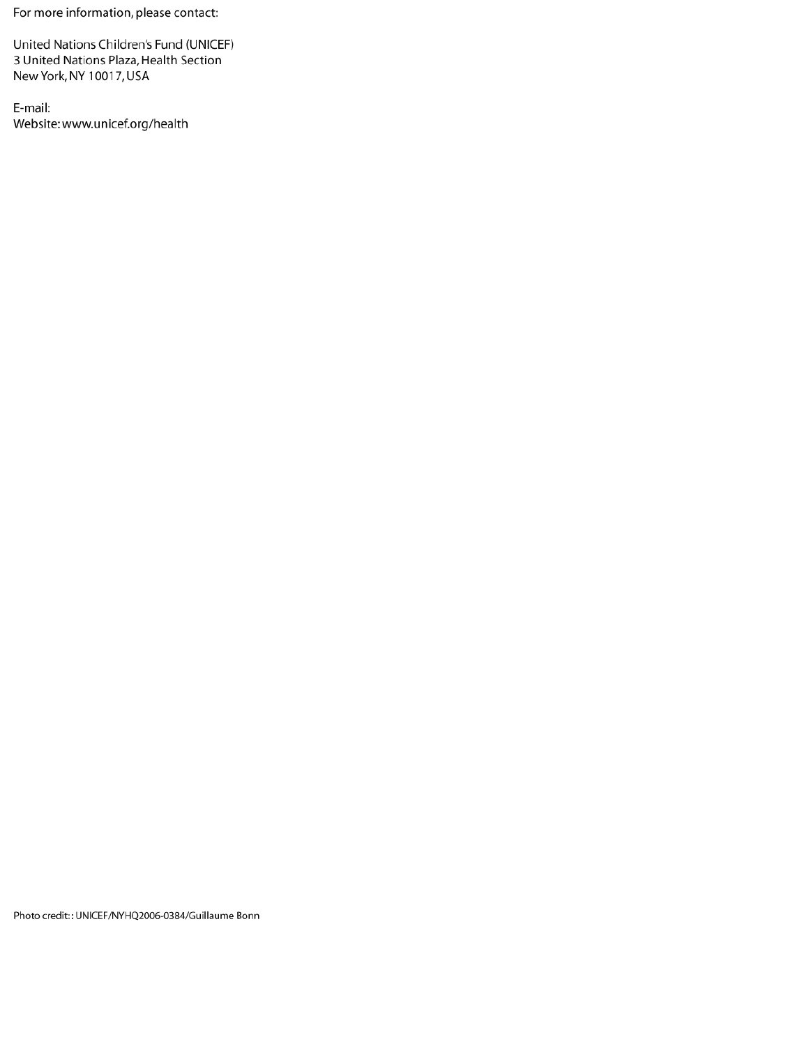For more information, please contact:

United Nations Children's Fund (UNICEF)
3 United Nations Plaza, Health Section
New York, NY 10017, USA

E-mail:
Website: www.unicef.org/health

Photo credit: : UNICEF/NYHQ2006-0384/Guillaume Bonn